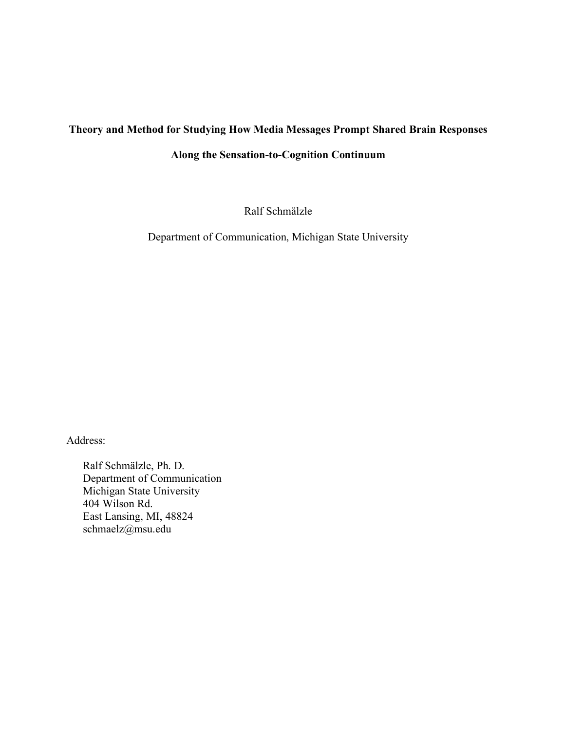# Theory and Method for Studying How Media Messages Prompt Shared Brain Responses Along the Sensation-to-Cognition Continuum

Ralf Schmälzle

Department of Communication, Michigan State University

Address:

Ralf Schmälzle, Ph. D.
Department of Communication
Michigan State University
404 Wilson Rd.
East Lansing, MI, 48824
schmaelz@msu.edu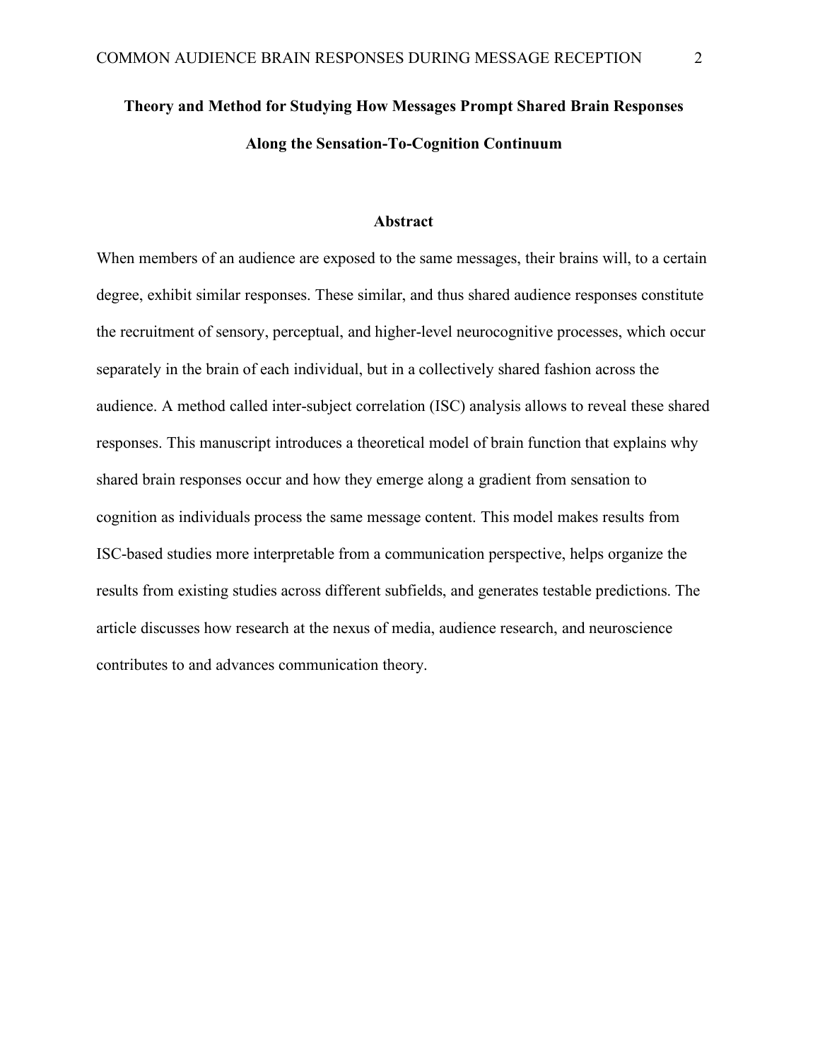# Theory and Method for Studying How Messages Prompt Shared Brain Responses Along the Sensation-To-Cognition Continuum

## Abstract

When members of an audience are exposed to the same messages, their brains will, to a certain degree, exhibit similar responses. These similar, and thus shared audience responses constitute the recruitment of sensory, perceptual, and higher-level neurocognitive processes, which occur separately in the brain of each individual, but in a collectively shared fashion across the audience. A method called inter-subject correlation (ISC) analysis allows to reveal these shared responses. This manuscript introduces a theoretical model of brain function that explains why shared brain responses occur and how they emerge along a gradient from sensation to cognition as individuals process the same message content. This model makes results from ISC-based studies more interpretable from a communication perspective, helps organize the results from existing studies across different subfields, and generates testable predictions. The article discusses how research at the nexus of media, audience research, and neuroscience contributes to and advances communication theory.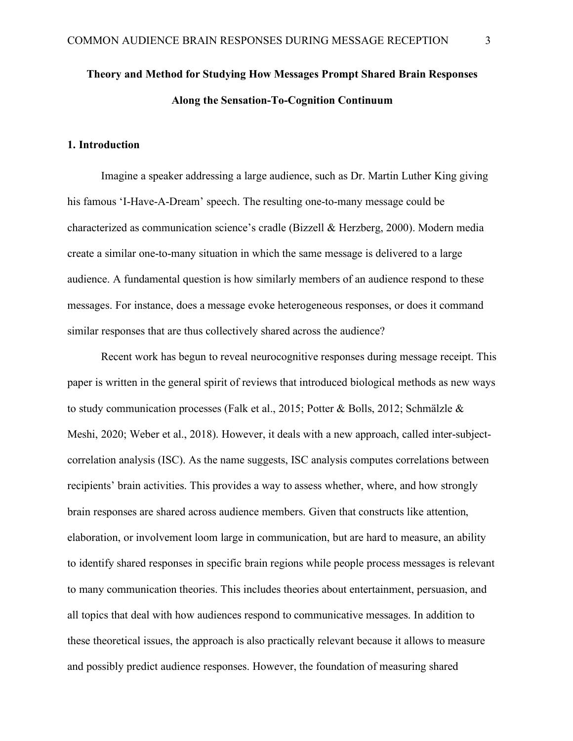# Theory and Method for Studying How Messages Prompt Shared Brain Responses Along the Sensation-To-Cognition Continuum

## 1. Introduction

Imagine a speaker addressing a large audience, such as Dr. Martin Luther King giving his famous 'I-Have-A-Dream' speech. The resulting one-to-many message could be characterized as communication science's cradle (Bizzell & Herzberg, 2000). Modern media create a similar one-to-many situation in which the same message is delivered to a large audience. A fundamental question is how similarly members of an audience respond to these messages. For instance, does a message evoke heterogeneous responses, or does it command similar responses that are thus collectively shared across the audience?

Recent work has begun to reveal neurocognitive responses during message receipt. This paper is written in the general spirit of reviews that introduced biological methods as new ways to study communication processes (Falk et al., 2015; Potter & Bolls, 2012; Schmälzle & Meshi, 2020; Weber et al., 2018). However, it deals with a new approach, called inter-subject-correlation analysis (ISC). As the name suggests, ISC analysis computes correlations between recipients' brain activities. This provides a way to assess whether, where, and how strongly brain responses are shared across audience members. Given that constructs like attention, elaboration, or involvement loom large in communication, but are hard to measure, an ability to identify shared responses in specific brain regions while people process messages is relevant to many communication theories. This includes theories about entertainment, persuasion, and all topics that deal with how audiences respond to communicative messages. In addition to these theoretical issues, the approach is also practically relevant because it allows to measure and possibly predict audience responses. However, the foundation of measuring shared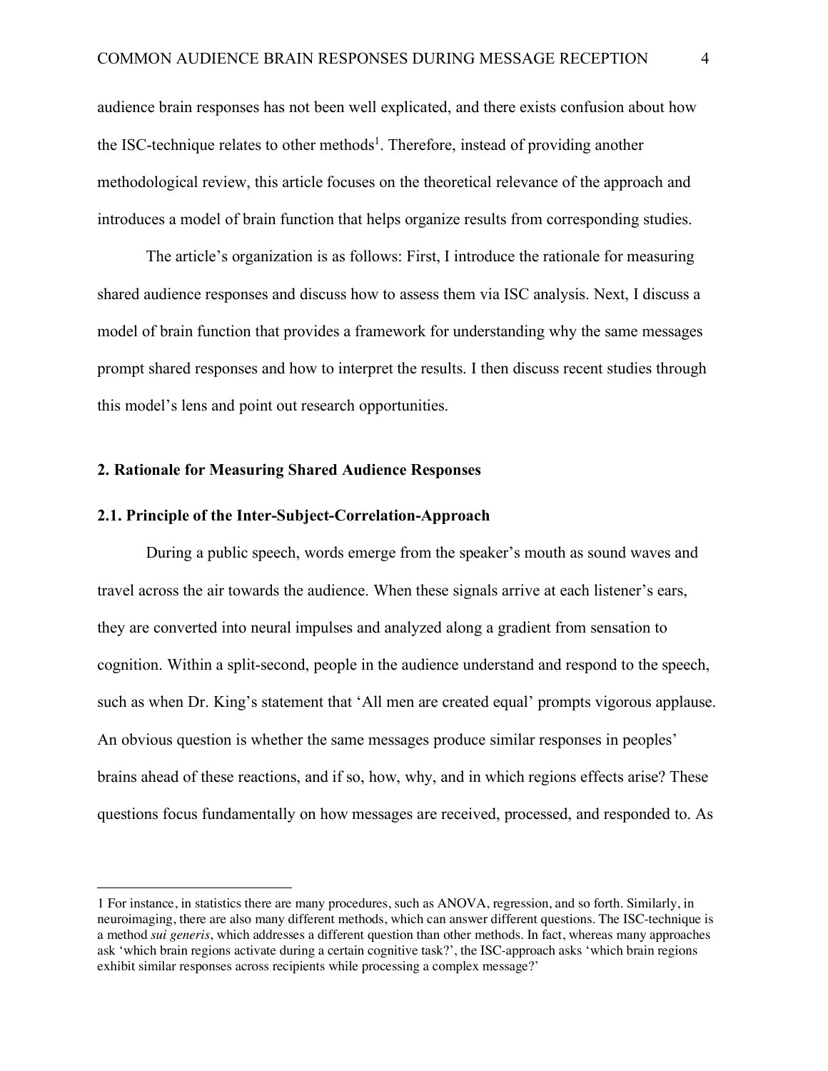audience brain responses has not been well explicated, and there exists confusion about how the ISC-technique relates to other methods[1]. Therefore, instead of providing another methodological review, this article focuses on the theoretical relevance of the approach and introduces a model of brain function that helps organize results from corresponding studies.

The article's organization is as follows: First, I introduce the rationale for measuring shared audience responses and discuss how to assess them via ISC analysis. Next, I discuss a model of brain function that provides a framework for understanding why the same messages prompt shared responses and how to interpret the results. I then discuss recent studies through this model's lens and point out research opportunities.

## 2. Rationale for Measuring Shared Audience Responses

### 2.1. Principle of the Inter-Subject-Correlation-Approach

During a public speech, words emerge from the speaker's mouth as sound waves and travel across the air towards the audience. When these signals arrive at each listener's ears, they are converted into neural impulses and analyzed along a gradient from sensation to cognition. Within a split-second, people in the audience understand and respond to the speech, such as when Dr. King's statement that 'All men are created equal' prompts vigorous applause. An obvious question is whether the same messages produce similar responses in peoples' brains ahead of these reactions, and if so, how, why, and in which regions effects arise? These questions focus fundamentally on how messages are received, processed, and responded to. As

---

1 For instance, in statistics there are many procedures, such as ANOVA, regression, and so forth. Similarly, in neuroimaging, there are also many different methods, which can answer different questions. The ISC-technique is a method *sui generis*, which addresses a different question than other methods. In fact, whereas many approaches ask 'which brain regions activate during a certain cognitive task?', the ISC-approach asks 'which brain regions exhibit similar responses across recipients while processing a complex message?'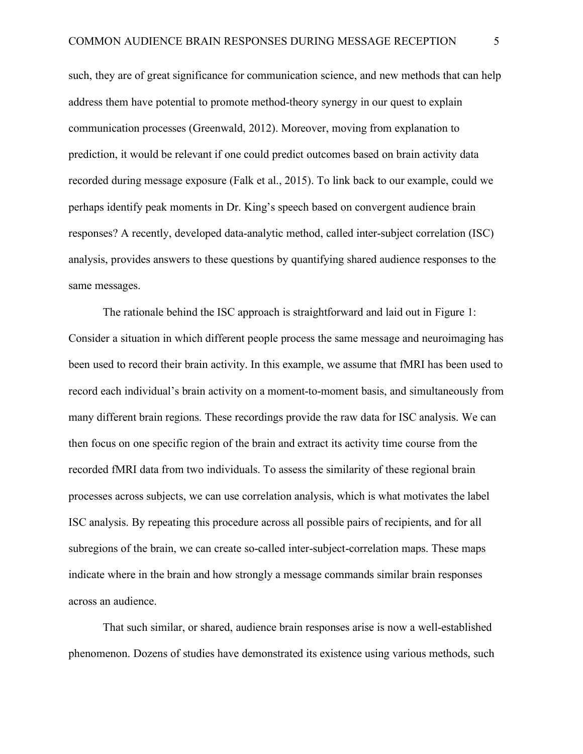such, they are of great significance for communication science, and new methods that can help address them have potential to promote method-theory synergy in our quest to explain communication processes (Greenwald, 2012). Moreover, moving from explanation to prediction, it would be relevant if one could predict outcomes based on brain activity data recorded during message exposure (Falk et al., 2015). To link back to our example, could we perhaps identify peak moments in Dr. King's speech based on convergent audience brain responses? A recently, developed data-analytic method, called inter-subject correlation (ISC) analysis, provides answers to these questions by quantifying shared audience responses to the same messages.

The rationale behind the ISC approach is straightforward and laid out in Figure 1: Consider a situation in which different people process the same message and neuroimaging has been used to record their brain activity. In this example, we assume that fMRI has been used to record each individual's brain activity on a moment-to-moment basis, and simultaneously from many different brain regions. These recordings provide the raw data for ISC analysis. We can then focus on one specific region of the brain and extract its activity time course from the recorded fMRI data from two individuals. To assess the similarity of these regional brain processes across subjects, we can use correlation analysis, which is what motivates the label ISC analysis. By repeating this procedure across all possible pairs of recipients, and for all subregions of the brain, we can create so-called inter-subject-correlation maps. These maps indicate where in the brain and how strongly a message commands similar brain responses across an audience.

That such similar, or shared, audience brain responses arise is now a well-established phenomenon. Dozens of studies have demonstrated its existence using various methods, such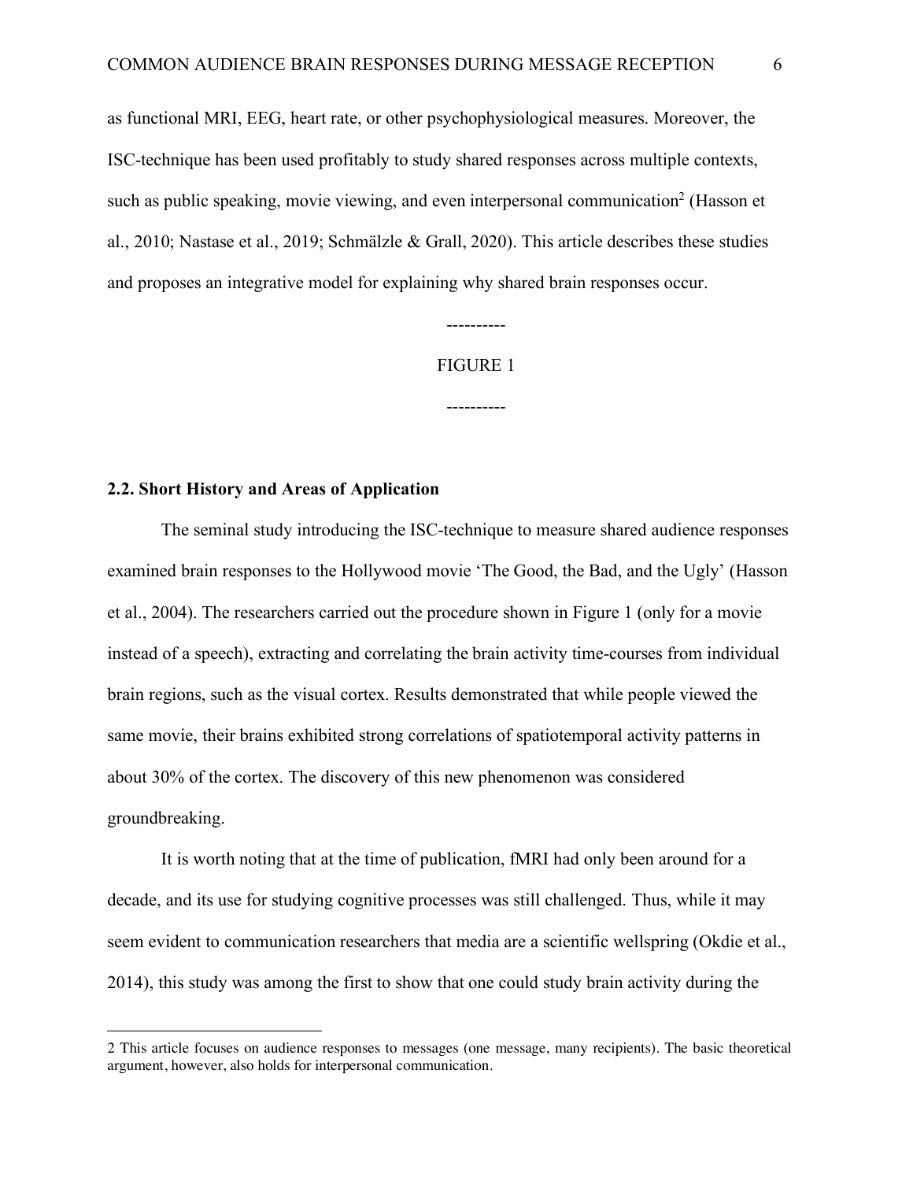as functional MRI, EEG, heart rate, or other psychophysiological measures. Moreover, the ISC-technique has been used profitably to study shared responses across multiple contexts, such as public speaking, movie viewing, and even interpersonal communication[2] (Hasson et al., 2010; Nastase et al., 2019; Schmälzle & Grall, 2020). This article describes these studies and proposes an integrative model for explaining why shared brain responses occur.

----------

FIGURE 1

----------

**2.2. Short History and Areas of Application**

The seminal study introducing the ISC-technique to measure shared audience responses examined brain responses to the Hollywood movie 'The Good, the Bad, and the Ugly' (Hasson et al., 2004). The researchers carried out the procedure shown in Figure 1 (only for a movie instead of a speech), extracting and correlating the brain activity time-courses from individual brain regions, such as the visual cortex. Results demonstrated that while people viewed the same movie, their brains exhibited strong correlations of spatiotemporal activity patterns in about 30% of the cortex. The discovery of this new phenomenon was considered groundbreaking.

It is worth noting that at the time of publication, fMRI had only been around for a decade, and its use for studying cognitive processes was still challenged. Thus, while it may seem evident to communication researchers that media are a scientific wellspring (Okdie et al., 2014), this study was among the first to show that one could study brain activity during the

---

2 This article focuses on audience responses to messages (one message, many recipients). The basic theoretical argument, however, also holds for interpersonal communication.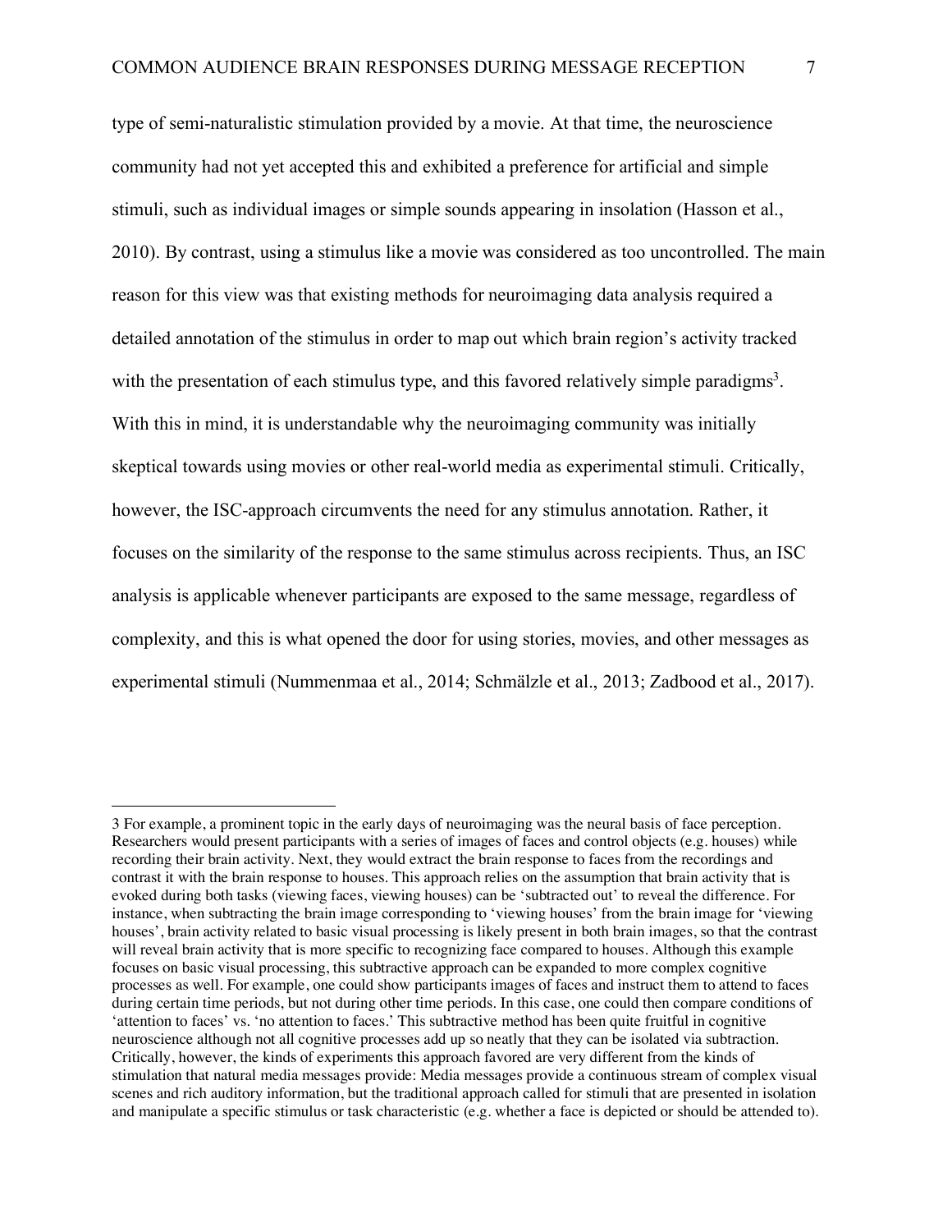type of semi-naturalistic stimulation provided by a movie. At that time, the neuroscience community had not yet accepted this and exhibited a preference for artificial and simple stimuli, such as individual images or simple sounds appearing in insolation (Hasson et al., 2010). By contrast, using a stimulus like a movie was considered as too uncontrolled. The main reason for this view was that existing methods for neuroimaging data analysis required a detailed annotation of the stimulus in order to map out which brain region's activity tracked with the presentation of each stimulus type, and this favored relatively simple paradigms[3]. With this in mind, it is understandable why the neuroimaging community was initially skeptical towards using movies or other real-world media as experimental stimuli. Critically, however, the ISC-approach circumvents the need for any stimulus annotation. Rather, it focuses on the similarity of the response to the same stimulus across recipients. Thus, an ISC analysis is applicable whenever participants are exposed to the same message, regardless of complexity, and this is what opened the door for using stories, movies, and other messages as experimental stimuli (Nummenmaa et al., 2014; Schmälzle et al., 2013; Zadbood et al., 2017).

---

3 For example, a prominent topic in the early days of neuroimaging was the neural basis of face perception. Researchers would present participants with a series of images of faces and control objects (e.g. houses) while recording their brain activity. Next, they would extract the brain response to faces from the recordings and contrast it with the brain response to houses. This approach relies on the assumption that brain activity that is evoked during both tasks (viewing faces, viewing houses) can be 'subtracted out' to reveal the difference. For instance, when subtracting the brain image corresponding to 'viewing houses' from the brain image for 'viewing houses', brain activity related to basic visual processing is likely present in both brain images, so that the contrast will reveal brain activity that is more specific to recognizing face compared to houses. Although this example focuses on basic visual processing, this subtractive approach can be expanded to more complex cognitive processes as well. For example, one could show participants images of faces and instruct them to attend to faces during certain time periods, but not during other time periods. In this case, one could then compare conditions of 'attention to faces' vs. 'no attention to faces.' This subtractive method has been quite fruitful in cognitive neuroscience although not all cognitive processes add up so neatly that they can be isolated via subtraction. Critically, however, the kinds of experiments this approach favored are very different from the kinds of stimulation that natural media messages provide: Media messages provide a continuous stream of complex visual scenes and rich auditory information, but the traditional approach called for stimuli that are presented in isolation and manipulate a specific stimulus or task characteristic (e.g. whether a face is depicted or should be attended to).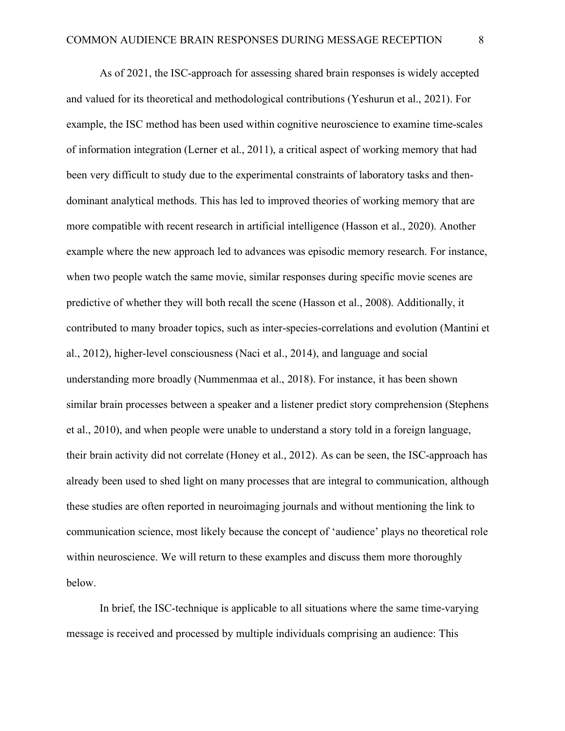As of 2021, the ISC-approach for assessing shared brain responses is widely accepted and valued for its theoretical and methodological contributions (Yeshurun et al., 2021). For example, the ISC method has been used within cognitive neuroscience to examine time-scales of information integration (Lerner et al., 2011), a critical aspect of working memory that had been very difficult to study due to the experimental constraints of laboratory tasks and then-dominant analytical methods. This has led to improved theories of working memory that are more compatible with recent research in artificial intelligence (Hasson et al., 2020). Another example where the new approach led to advances was episodic memory research. For instance, when two people watch the same movie, similar responses during specific movie scenes are predictive of whether they will both recall the scene (Hasson et al., 2008). Additionally, it contributed to many broader topics, such as inter-species-correlations and evolution (Mantini et al., 2012), higher-level consciousness (Naci et al., 2014), and language and social understanding more broadly (Nummenmaa et al., 2018). For instance, it has been shown similar brain processes between a speaker and a listener predict story comprehension (Stephens et al., 2010), and when people were unable to understand a story told in a foreign language, their brain activity did not correlate (Honey et al., 2012). As can be seen, the ISC-approach has already been used to shed light on many processes that are integral to communication, although these studies are often reported in neuroimaging journals and without mentioning the link to communication science, most likely because the concept of 'audience' plays no theoretical role within neuroscience. We will return to these examples and discuss them more thoroughly below.

In brief, the ISC-technique is applicable to all situations where the same time-varying message is received and processed by multiple individuals comprising an audience: This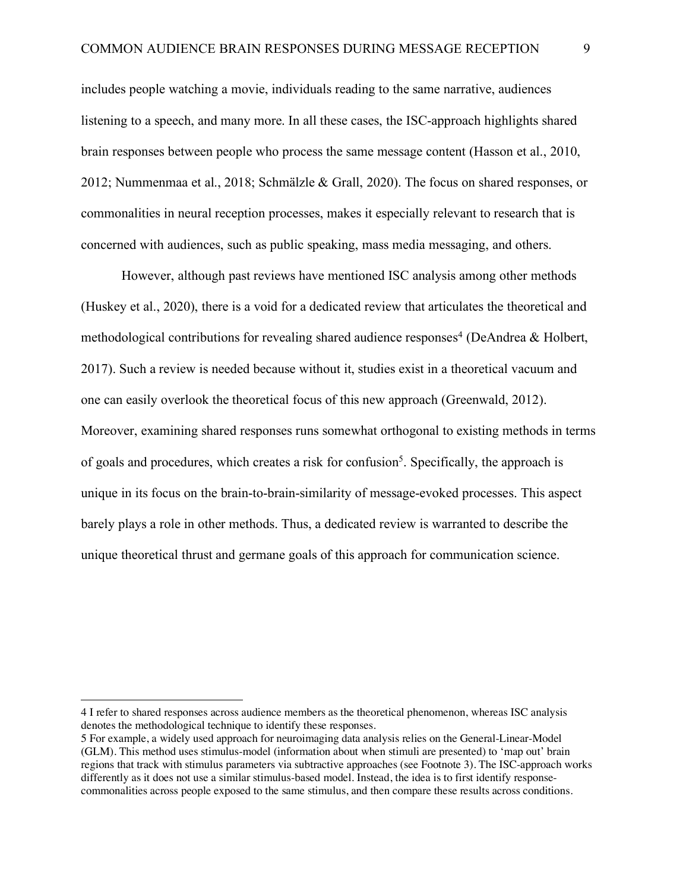includes people watching a movie, individuals reading to the same narrative, audiences listening to a speech, and many more. In all these cases, the ISC-approach highlights shared brain responses between people who process the same message content (Hasson et al., 2010, 2012; Nummenmaa et al., 2018; Schmälzle & Grall, 2020). The focus on shared responses, or commonalities in neural reception processes, makes it especially relevant to research that is concerned with audiences, such as public speaking, mass media messaging, and others.

However, although past reviews have mentioned ISC analysis among other methods (Huskey et al., 2020), there is a void for a dedicated review that articulates the theoretical and methodological contributions for revealing shared audience responses[4] (DeAndrea & Holbert, 2017). Such a review is needed because without it, studies exist in a theoretical vacuum and one can easily overlook the theoretical focus of this new approach (Greenwald, 2012). Moreover, examining shared responses runs somewhat orthogonal to existing methods in terms of goals and procedures, which creates a risk for confusion[5]. Specifically, the approach is unique in its focus on the brain-to-brain-similarity of message-evoked processes. This aspect barely plays a role in other methods. Thus, a dedicated review is warranted to describe the unique theoretical thrust and germane goals of this approach for communication science.

---

4 I refer to shared responses across audience members as the theoretical phenomenon, whereas ISC analysis denotes the methodological technique to identify these responses.

5 For example, a widely used approach for neuroimaging data analysis relies on the General-Linear-Model (GLM). This method uses stimulus-model (information about when stimuli are presented) to 'map out' brain regions that track with stimulus parameters via subtractive approaches (see Footnote 3). The ISC-approach works differently as it does not use a similar stimulus-based model. Instead, the idea is to first identify response-commonalities across people exposed to the same stimulus, and then compare these results across conditions.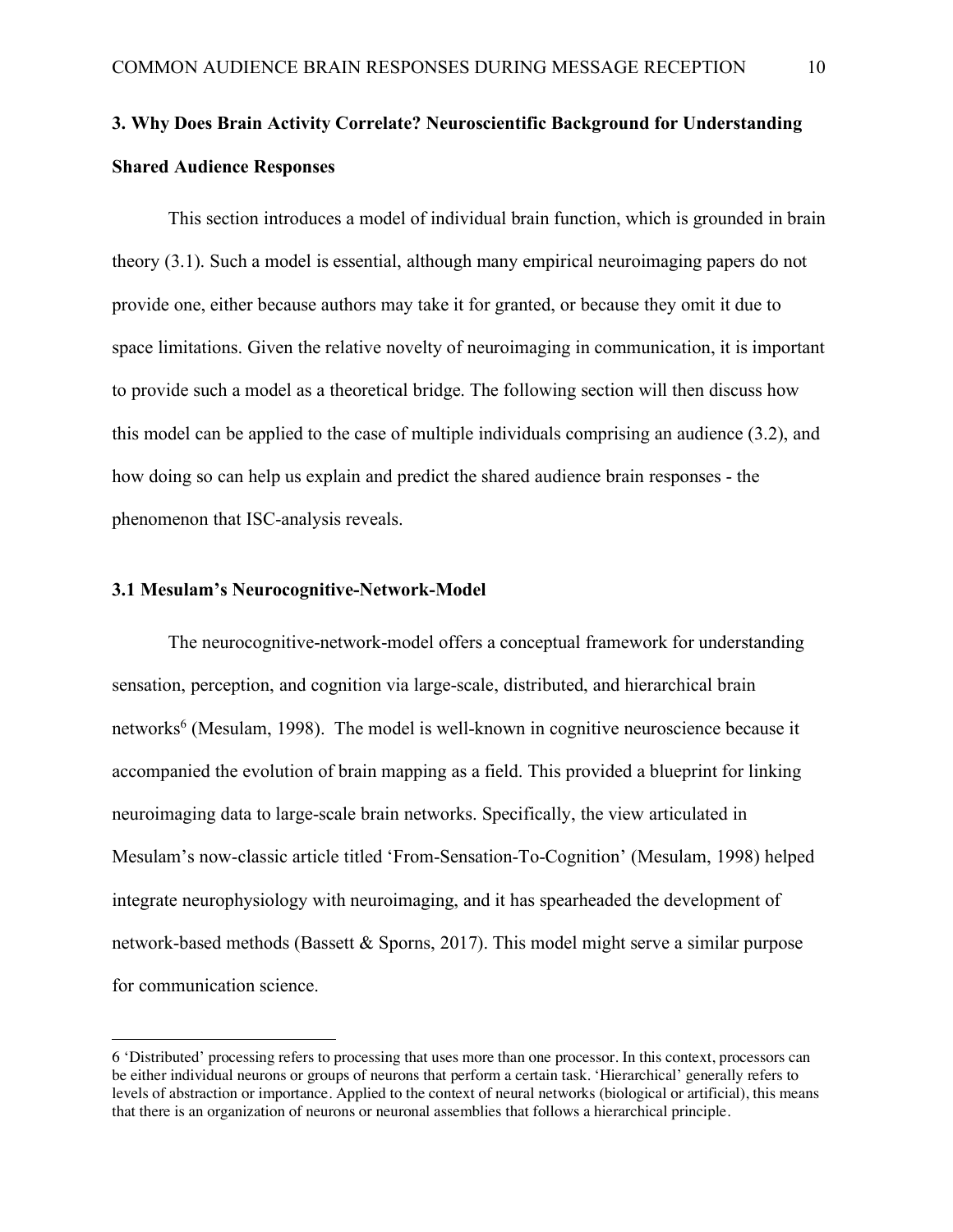## 3. Why Does Brain Activity Correlate? Neuroscientific Background for Understanding Shared Audience Responses

This section introduces a model of individual brain function, which is grounded in brain theory (3.1). Such a model is essential, although many empirical neuroimaging papers do not provide one, either because authors may take it for granted, or because they omit it due to space limitations. Given the relative novelty of neuroimaging in communication, it is important to provide such a model as a theoretical bridge. The following section will then discuss how this model can be applied to the case of multiple individuals comprising an audience (3.2), and how doing so can help us explain and predict the shared audience brain responses - the phenomenon that ISC-analysis reveals.

### 3.1 Mesulam's Neurocognitive-Network-Model

The neurocognitive-network-model offers a conceptual framework for understanding sensation, perception, and cognition via large-scale, distributed, and hierarchical brain networks[6] (Mesulam, 1998). The model is well-known in cognitive neuroscience because it accompanied the evolution of brain mapping as a field. This provided a blueprint for linking neuroimaging data to large-scale brain networks. Specifically, the view articulated in Mesulam's now-classic article titled 'From-Sensation-To-Cognition' (Mesulam, 1998) helped integrate neurophysiology with neuroimaging, and it has spearheaded the development of network-based methods (Bassett & Sporns, 2017). This model might serve a similar purpose for communication science.

---

6 'Distributed' processing refers to processing that uses more than one processor. In this context, processors can be either individual neurons or groups of neurons that perform a certain task. 'Hierarchical' generally refers to levels of abstraction or importance. Applied to the context of neural networks (biological or artificial), this means that there is an organization of neurons or neuronal assemblies that follows a hierarchical principle.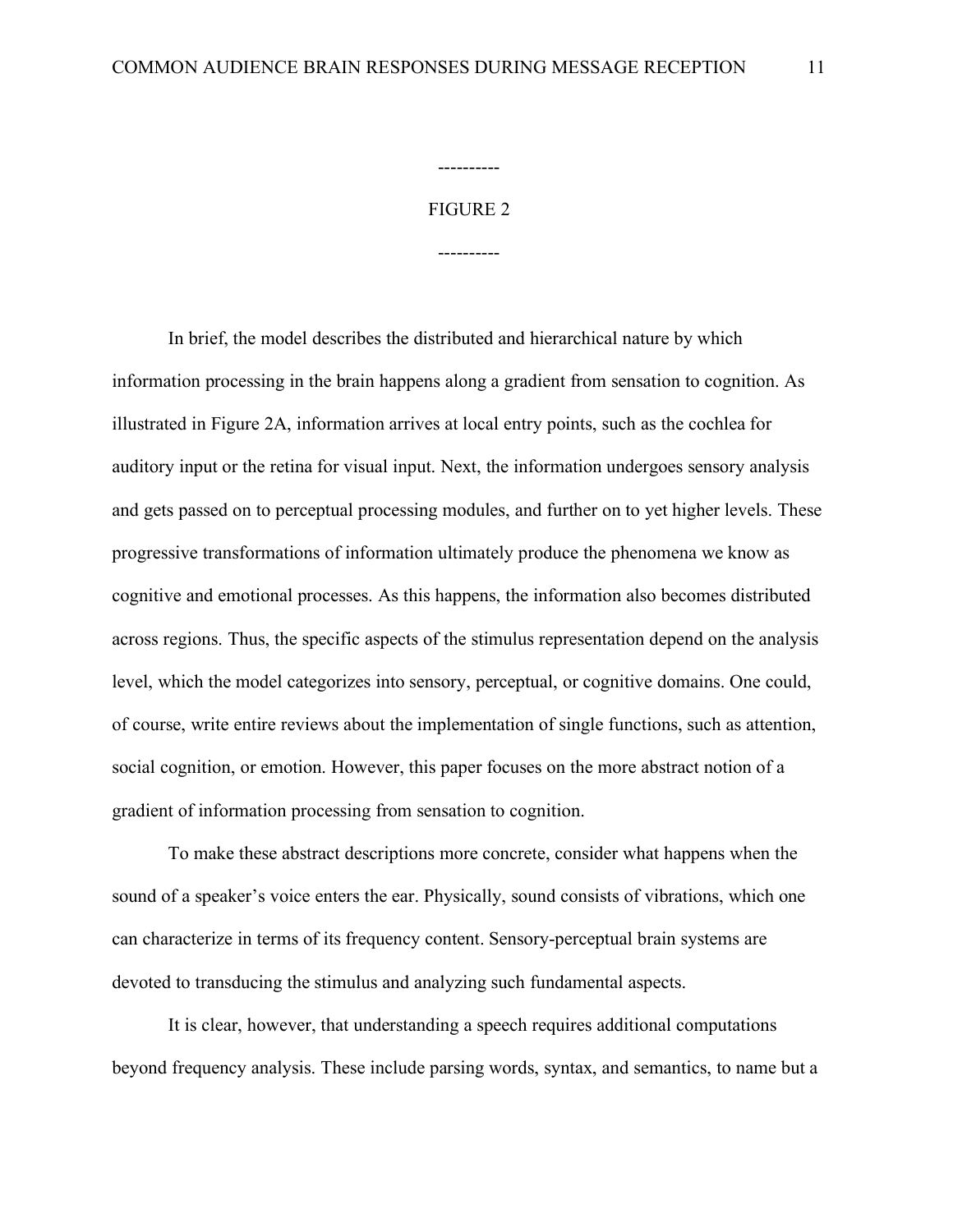----------

FIGURE 2

----------

In brief, the model describes the distributed and hierarchical nature by which information processing in the brain happens along a gradient from sensation to cognition. As illustrated in Figure 2A, information arrives at local entry points, such as the cochlea for auditory input or the retina for visual input. Next, the information undergoes sensory analysis and gets passed on to perceptual processing modules, and further on to yet higher levels. These progressive transformations of information ultimately produce the phenomena we know as cognitive and emotional processes. As this happens, the information also becomes distributed across regions. Thus, the specific aspects of the stimulus representation depend on the analysis level, which the model categorizes into sensory, perceptual, or cognitive domains. One could, of course, write entire reviews about the implementation of single functions, such as attention, social cognition, or emotion. However, this paper focuses on the more abstract notion of a gradient of information processing from sensation to cognition.

To make these abstract descriptions more concrete, consider what happens when the sound of a speaker's voice enters the ear. Physically, sound consists of vibrations, which one can characterize in terms of its frequency content. Sensory-perceptual brain systems are devoted to transducing the stimulus and analyzing such fundamental aspects.

It is clear, however, that understanding a speech requires additional computations beyond frequency analysis. These include parsing words, syntax, and semantics, to name but a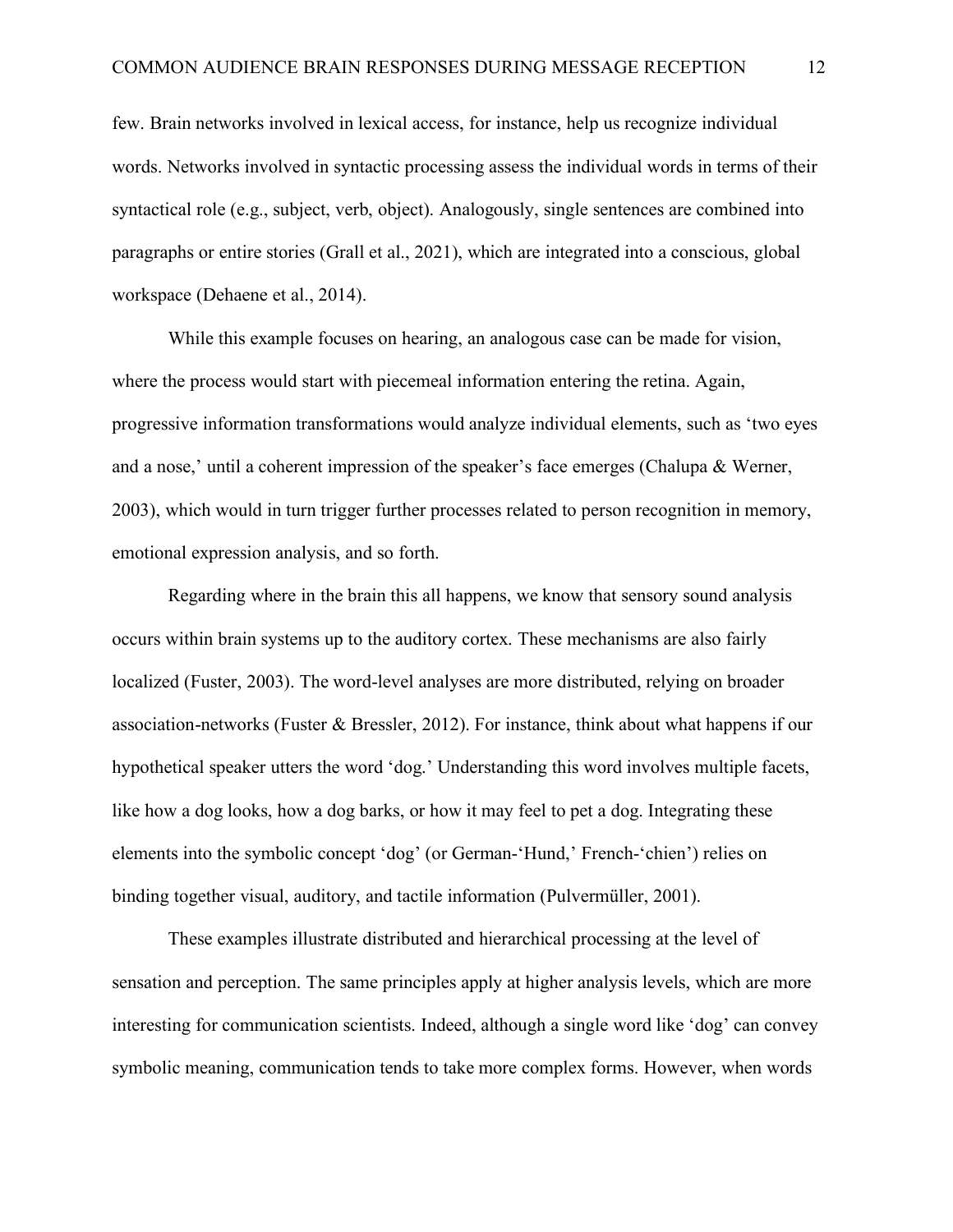few. Brain networks involved in lexical access, for instance, help us recognize individual words. Networks involved in syntactic processing assess the individual words in terms of their syntactical role (e.g., subject, verb, object). Analogously, single sentences are combined into paragraphs or entire stories (Grall et al., 2021), which are integrated into a conscious, global workspace (Dehaene et al., 2014).

While this example focuses on hearing, an analogous case can be made for vision, where the process would start with piecemeal information entering the retina. Again, progressive information transformations would analyze individual elements, such as 'two eyes and a nose,' until a coherent impression of the speaker's face emerges (Chalupa & Werner, 2003), which would in turn trigger further processes related to person recognition in memory, emotional expression analysis, and so forth.

Regarding where in the brain this all happens, we know that sensory sound analysis occurs within brain systems up to the auditory cortex. These mechanisms are also fairly localized (Fuster, 2003). The word-level analyses are more distributed, relying on broader association-networks (Fuster & Bressler, 2012). For instance, think about what happens if our hypothetical speaker utters the word 'dog.' Understanding this word involves multiple facets, like how a dog looks, how a dog barks, or how it may feel to pet a dog. Integrating these elements into the symbolic concept 'dog' (or German-'Hund,' French-'chien') relies on binding together visual, auditory, and tactile information (Pulvermüller, 2001).

These examples illustrate distributed and hierarchical processing at the level of sensation and perception. The same principles apply at higher analysis levels, which are more interesting for communication scientists. Indeed, although a single word like 'dog' can convey symbolic meaning, communication tends to take more complex forms. However, when words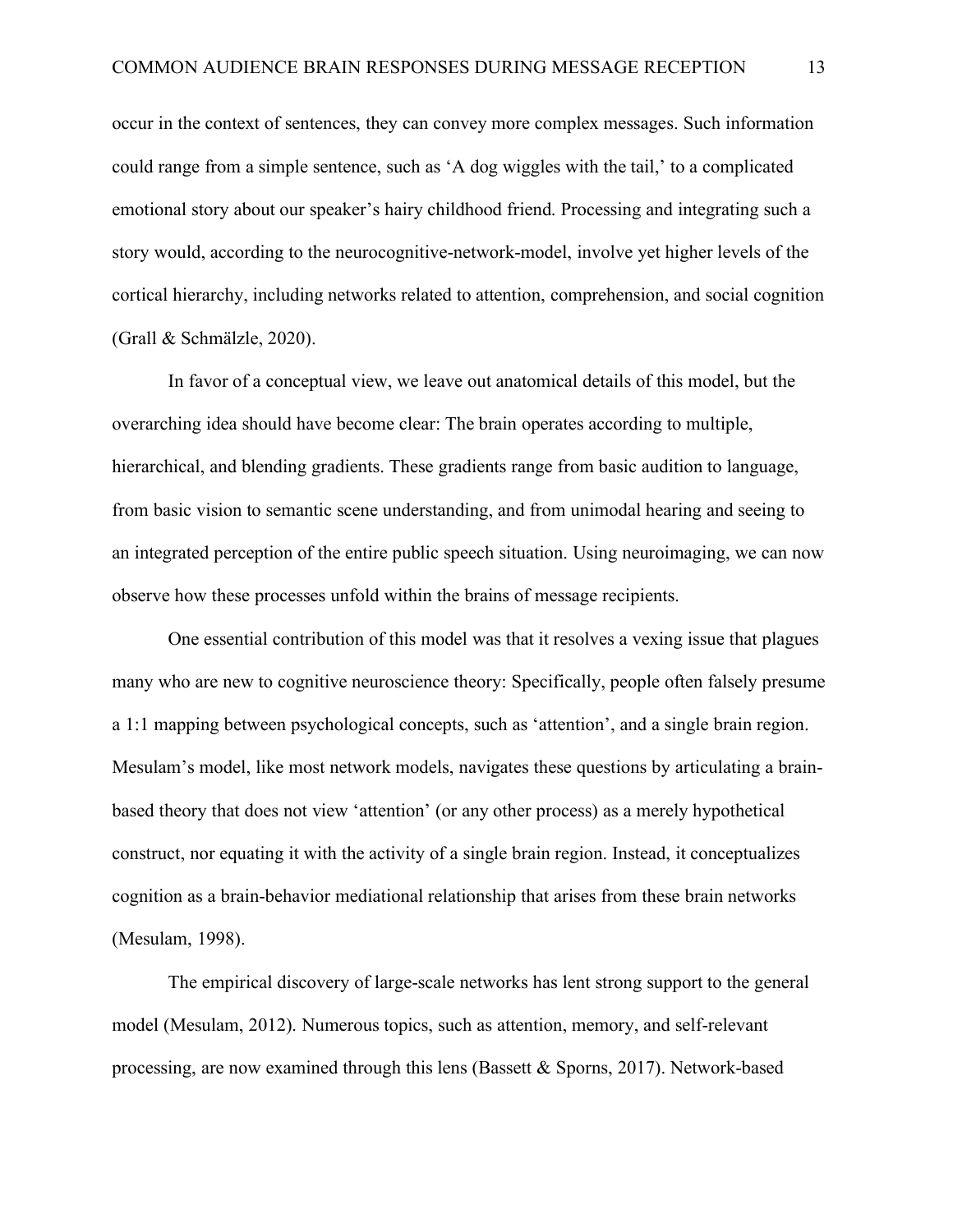occur in the context of sentences, they can convey more complex messages. Such information could range from a simple sentence, such as 'A dog wiggles with the tail,' to a complicated emotional story about our speaker's hairy childhood friend. Processing and integrating such a story would, according to the neurocognitive-network-model, involve yet higher levels of the cortical hierarchy, including networks related to attention, comprehension, and social cognition (Grall & Schmälzle, 2020).

In favor of a conceptual view, we leave out anatomical details of this model, but the overarching idea should have become clear: The brain operates according to multiple, hierarchical, and blending gradients. These gradients range from basic audition to language, from basic vision to semantic scene understanding, and from unimodal hearing and seeing to an integrated perception of the entire public speech situation. Using neuroimaging, we can now observe how these processes unfold within the brains of message recipients.

One essential contribution of this model was that it resolves a vexing issue that plagues many who are new to cognitive neuroscience theory: Specifically, people often falsely presume a 1:1 mapping between psychological concepts, such as 'attention', and a single brain region. Mesulam's model, like most network models, navigates these questions by articulating a brain-based theory that does not view 'attention' (or any other process) as a merely hypothetical construct, nor equating it with the activity of a single brain region. Instead, it conceptualizes cognition as a brain-behavior mediational relationship that arises from these brain networks (Mesulam, 1998).

The empirical discovery of large-scale networks has lent strong support to the general model (Mesulam, 2012). Numerous topics, such as attention, memory, and self-relevant processing, are now examined through this lens (Bassett & Sporns, 2017). Network-based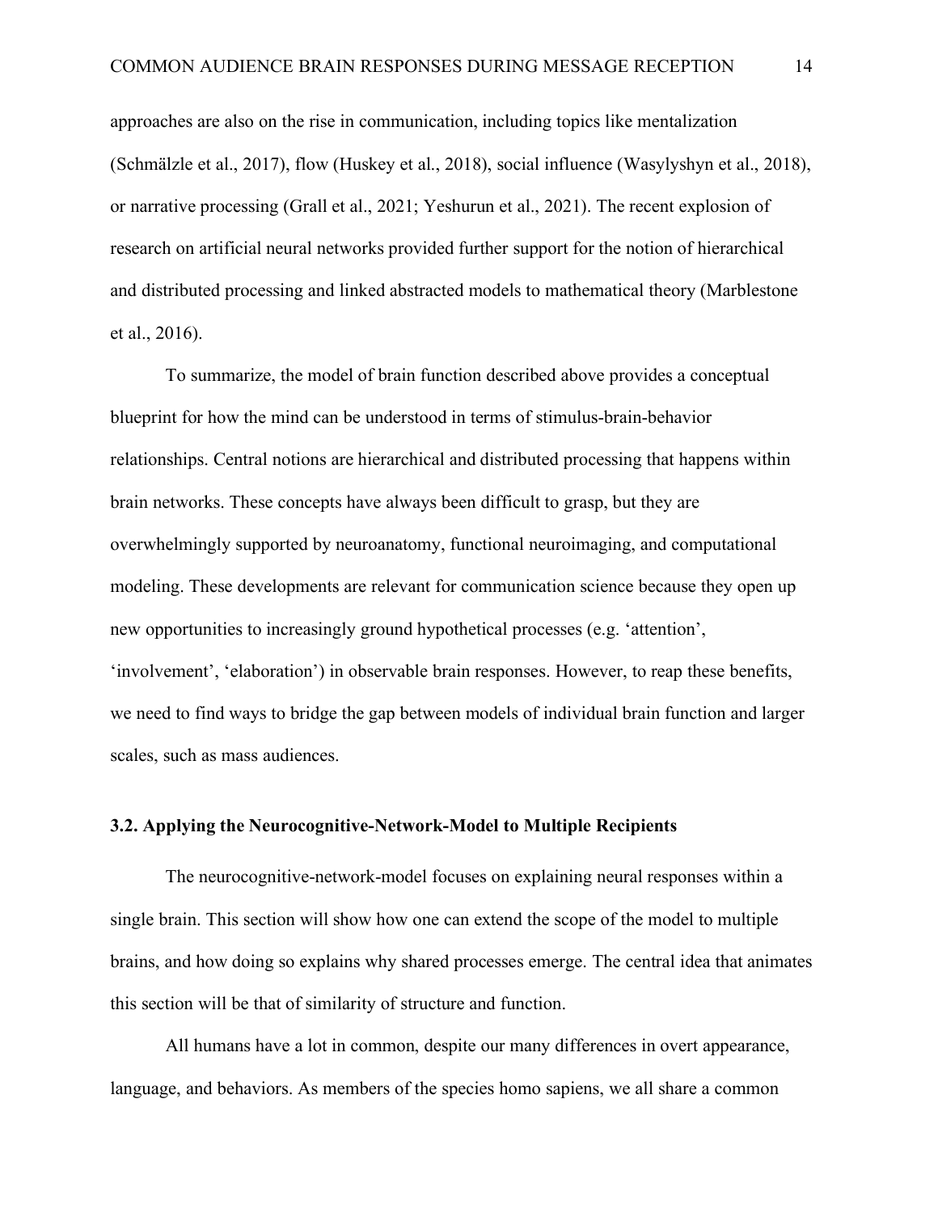approaches are also on the rise in communication, including topics like mentalization (Schmälzle et al., 2017), flow (Huskey et al., 2018), social influence (Wasylyshyn et al., 2018), or narrative processing (Grall et al., 2021; Yeshurun et al., 2021). The recent explosion of research on artificial neural networks provided further support for the notion of hierarchical and distributed processing and linked abstracted models to mathematical theory (Marblestone et al., 2016).

To summarize, the model of brain function described above provides a conceptual blueprint for how the mind can be understood in terms of stimulus-brain-behavior relationships. Central notions are hierarchical and distributed processing that happens within brain networks. These concepts have always been difficult to grasp, but they are overwhelmingly supported by neuroanatomy, functional neuroimaging, and computational modeling. These developments are relevant for communication science because they open up new opportunities to increasingly ground hypothetical processes (e.g. 'attention', 'involvement', 'elaboration') in observable brain responses. However, to reap these benefits, we need to find ways to bridge the gap between models of individual brain function and larger scales, such as mass audiences.

### 3.2. Applying the Neurocognitive-Network-Model to Multiple Recipients

The neurocognitive-network-model focuses on explaining neural responses within a single brain. This section will show how one can extend the scope of the model to multiple brains, and how doing so explains why shared processes emerge. The central idea that animates this section will be that of similarity of structure and function.

All humans have a lot in common, despite our many differences in overt appearance, language, and behaviors. As members of the species homo sapiens, we all share a common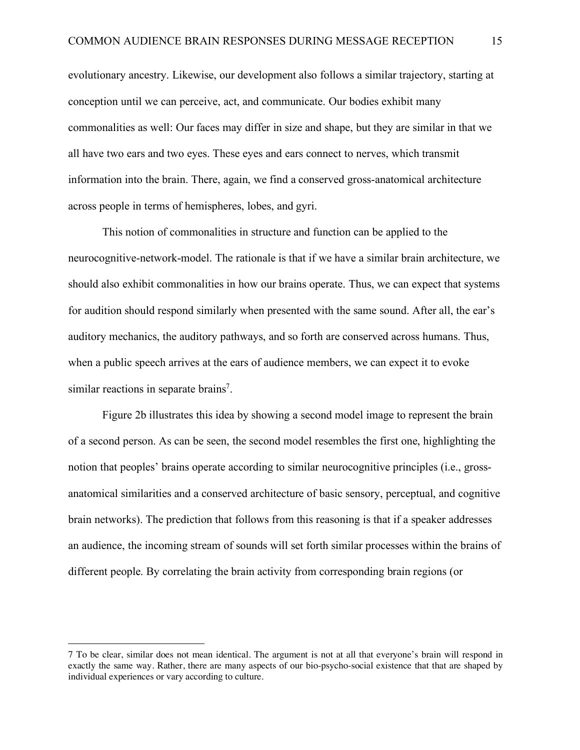evolutionary ancestry. Likewise, our development also follows a similar trajectory, starting at conception until we can perceive, act, and communicate. Our bodies exhibit many commonalities as well: Our faces may differ in size and shape, but they are similar in that we all have two ears and two eyes. These eyes and ears connect to nerves, which transmit information into the brain. There, again, we find a conserved gross-anatomical architecture across people in terms of hemispheres, lobes, and gyri.

This notion of commonalities in structure and function can be applied to the neurocognitive-network-model. The rationale is that if we have a similar brain architecture, we should also exhibit commonalities in how our brains operate. Thus, we can expect that systems for audition should respond similarly when presented with the same sound. After all, the ear's auditory mechanics, the auditory pathways, and so forth are conserved across humans. Thus, when a public speech arrives at the ears of audience members, we can expect it to evoke similar reactions in separate brains[7].

Figure 2b illustrates this idea by showing a second model image to represent the brain of a second person. As can be seen, the second model resembles the first one, highlighting the notion that peoples' brains operate according to similar neurocognitive principles (i.e., gross-anatomical similarities and a conserved architecture of basic sensory, perceptual, and cognitive brain networks). The prediction that follows from this reasoning is that if a speaker addresses an audience, the incoming stream of sounds will set forth similar processes within the brains of different people. By correlating the brain activity from corresponding brain regions (or

---

7 To be clear, similar does not mean identical. The argument is not at all that everyone's brain will respond in exactly the same way. Rather, there are many aspects of our bio-psycho-social existence that that are shaped by individual experiences or vary according to culture.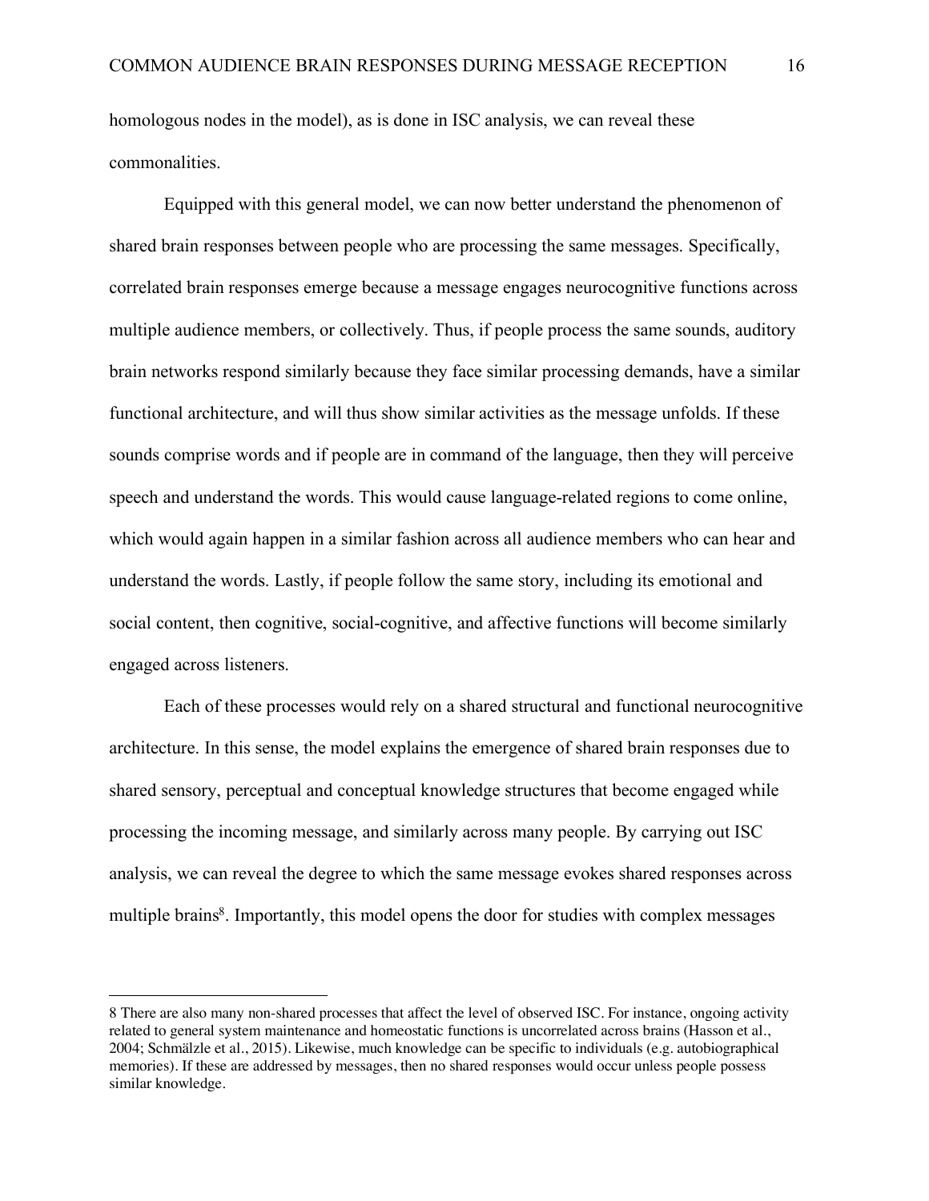homologous nodes in the model), as is done in ISC analysis, we can reveal these commonalities.

Equipped with this general model, we can now better understand the phenomenon of shared brain responses between people who are processing the same messages. Specifically, correlated brain responses emerge because a message engages neurocognitive functions across multiple audience members, or collectively. Thus, if people process the same sounds, auditory brain networks respond similarly because they face similar processing demands, have a similar functional architecture, and will thus show similar activities as the message unfolds. If these sounds comprise words and if people are in command of the language, then they will perceive speech and understand the words. This would cause language-related regions to come online, which would again happen in a similar fashion across all audience members who can hear and understand the words. Lastly, if people follow the same story, including its emotional and social content, then cognitive, social-cognitive, and affective functions will become similarly engaged across listeners.

Each of these processes would rely on a shared structural and functional neurocognitive architecture. In this sense, the model explains the emergence of shared brain responses due to shared sensory, perceptual and conceptual knowledge structures that become engaged while processing the incoming message, and similarly across many people. By carrying out ISC analysis, we can reveal the degree to which the same message evokes shared responses across multiple brains[8]. Importantly, this model opens the door for studies with complex messages

---

8 There are also many non-shared processes that affect the level of observed ISC. For instance, ongoing activity related to general system maintenance and homeostatic functions is uncorrelated across brains (Hasson et al., 2004; Schmälzle et al., 2015). Likewise, much knowledge can be specific to individuals (e.g. autobiographical memories). If these are addressed by messages, then no shared responses would occur unless people possess similar knowledge.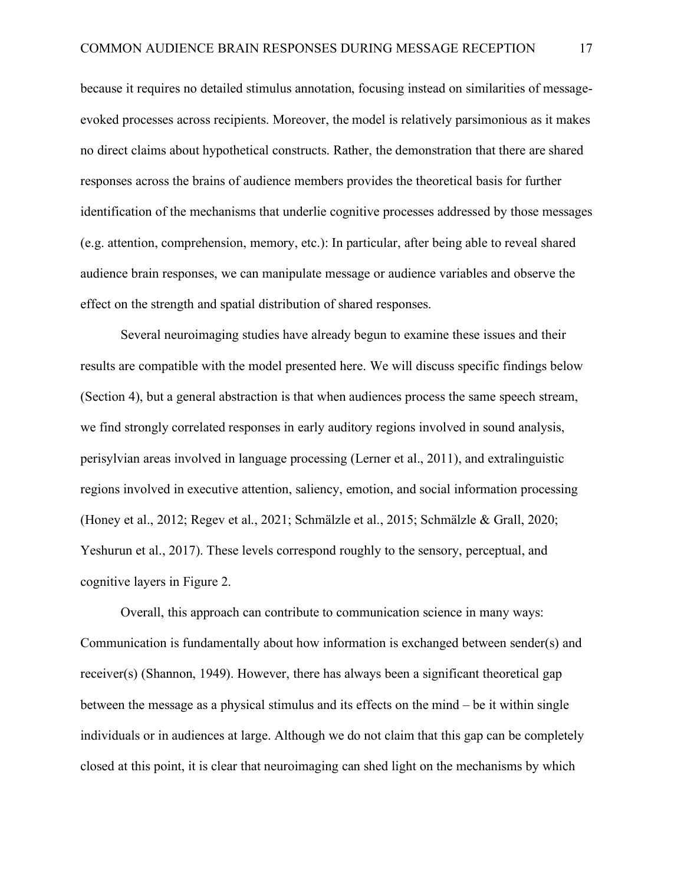because it requires no detailed stimulus annotation, focusing instead on similarities of message-evoked processes across recipients. Moreover, the model is relatively parsimonious as it makes no direct claims about hypothetical constructs. Rather, the demonstration that there are shared responses across the brains of audience members provides the theoretical basis for further identification of the mechanisms that underlie cognitive processes addressed by those messages (e.g. attention, comprehension, memory, etc.): In particular, after being able to reveal shared audience brain responses, we can manipulate message or audience variables and observe the effect on the strength and spatial distribution of shared responses.

Several neuroimaging studies have already begun to examine these issues and their results are compatible with the model presented here. We will discuss specific findings below (Section 4), but a general abstraction is that when audiences process the same speech stream, we find strongly correlated responses in early auditory regions involved in sound analysis, perisylvian areas involved in language processing (Lerner et al., 2011), and extralinguistic regions involved in executive attention, saliency, emotion, and social information processing (Honey et al., 2012; Regev et al., 2021; Schmälzle et al., 2015; Schmälzle & Grall, 2020; Yeshurun et al., 2017). These levels correspond roughly to the sensory, perceptual, and cognitive layers in Figure 2.

Overall, this approach can contribute to communication science in many ways: Communication is fundamentally about how information is exchanged between sender(s) and receiver(s) (Shannon, 1949). However, there has always been a significant theoretical gap between the message as a physical stimulus and its effects on the mind – be it within single individuals or in audiences at large. Although we do not claim that this gap can be completely closed at this point, it is clear that neuroimaging can shed light on the mechanisms by which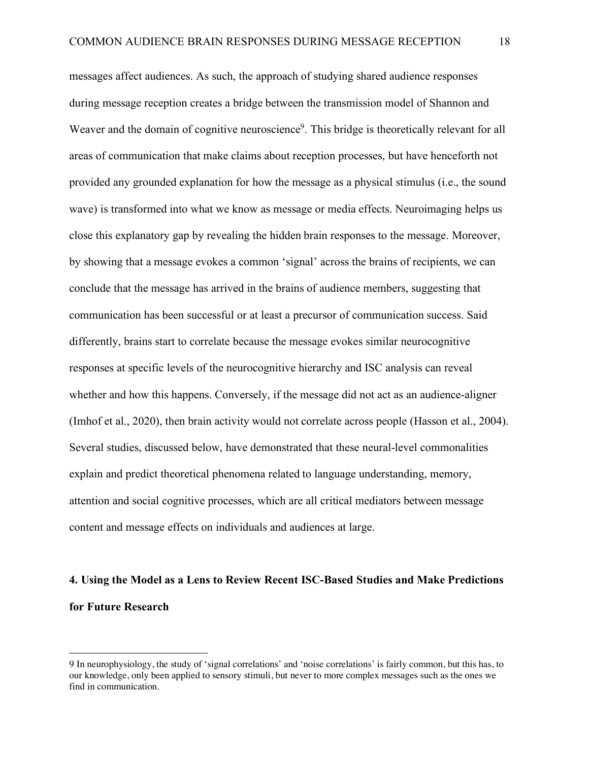messages affect audiences. As such, the approach of studying shared audience responses during message reception creates a bridge between the transmission model of Shannon and Weaver and the domain of cognitive neuroscience[9]. This bridge is theoretically relevant for all areas of communication that make claims about reception processes, but have henceforth not provided any grounded explanation for how the message as a physical stimulus (i.e., the sound wave) is transformed into what we know as message or media effects. Neuroimaging helps us close this explanatory gap by revealing the hidden brain responses to the message. Moreover, by showing that a message evokes a common 'signal' across the brains of recipients, we can conclude that the message has arrived in the brains of audience members, suggesting that communication has been successful or at least a precursor of communication success. Said differently, brains start to correlate because the message evokes similar neurocognitive responses at specific levels of the neurocognitive hierarchy and ISC analysis can reveal whether and how this happens. Conversely, if the message did not act as an audience-aligner (Imhof et al., 2020), then brain activity would not correlate across people (Hasson et al., 2004). Several studies, discussed below, have demonstrated that these neural-level commonalities explain and predict theoretical phenomena related to language understanding, memory, attention and social cognitive processes, which are all critical mediators between message content and message effects on individuals and audiences at large.

## 4. Using the Model as a Lens to Review Recent ISC-Based Studies and Make Predictions for Future Research

---

9 In neurophysiology, the study of 'signal correlations' and 'noise correlations' is fairly common, but this has, to our knowledge, only been applied to sensory stimuli, but never to more complex messages such as the ones we find in communication.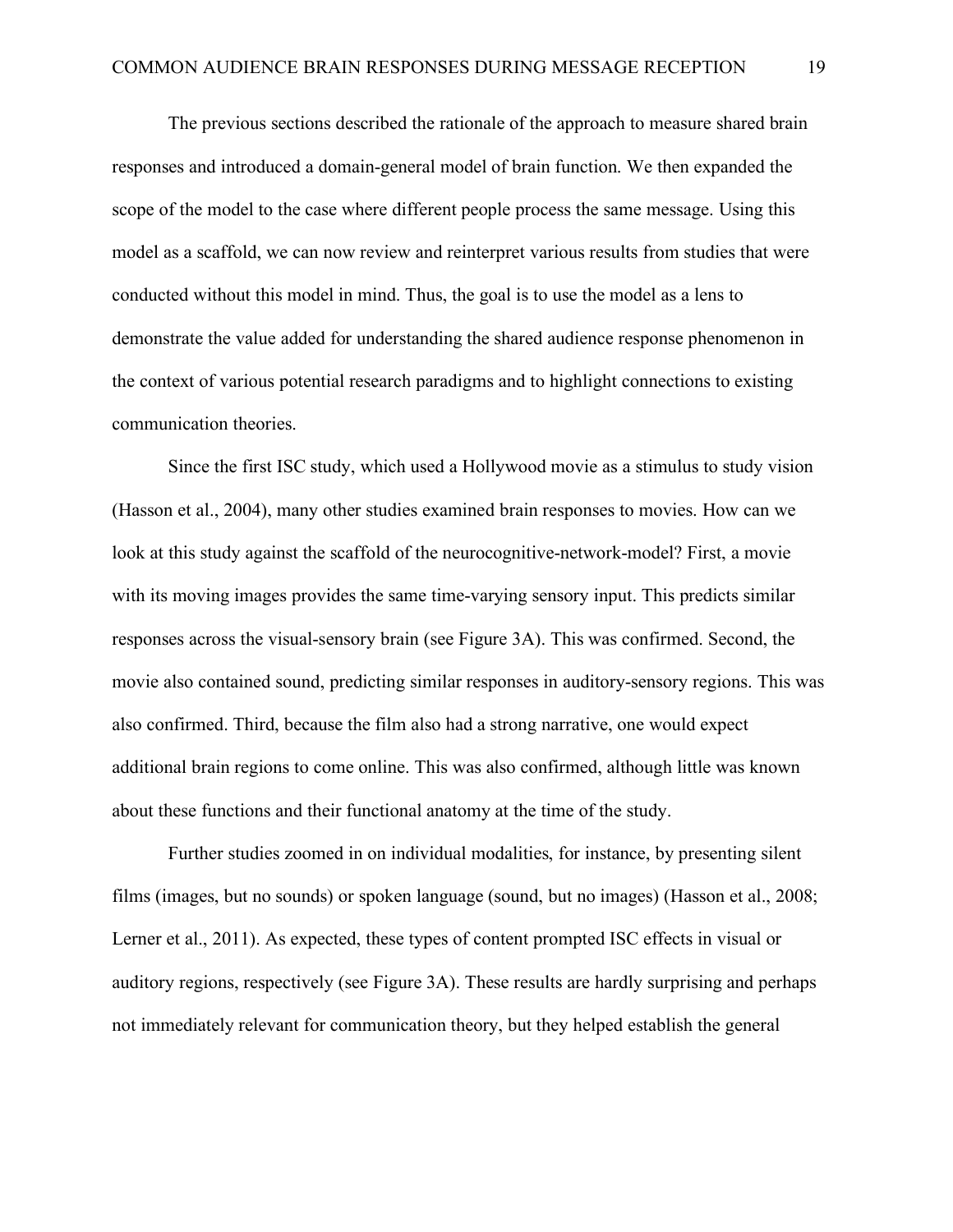The previous sections described the rationale of the approach to measure shared brain responses and introduced a domain-general model of brain function. We then expanded the scope of the model to the case where different people process the same message. Using this model as a scaffold, we can now review and reinterpret various results from studies that were conducted without this model in mind. Thus, the goal is to use the model as a lens to demonstrate the value added for understanding the shared audience response phenomenon in the context of various potential research paradigms and to highlight connections to existing communication theories.

Since the first ISC study, which used a Hollywood movie as a stimulus to study vision (Hasson et al., 2004), many other studies examined brain responses to movies. How can we look at this study against the scaffold of the neurocognitive-network-model? First, a movie with its moving images provides the same time-varying sensory input. This predicts similar responses across the visual-sensory brain (see Figure 3A). This was confirmed. Second, the movie also contained sound, predicting similar responses in auditory-sensory regions. This was also confirmed. Third, because the film also had a strong narrative, one would expect additional brain regions to come online. This was also confirmed, although little was known about these functions and their functional anatomy at the time of the study.

Further studies zoomed in on individual modalities, for instance, by presenting silent films (images, but no sounds) or spoken language (sound, but no images) (Hasson et al., 2008; Lerner et al., 2011). As expected, these types of content prompted ISC effects in visual or auditory regions, respectively (see Figure 3A). These results are hardly surprising and perhaps not immediately relevant for communication theory, but they helped establish the general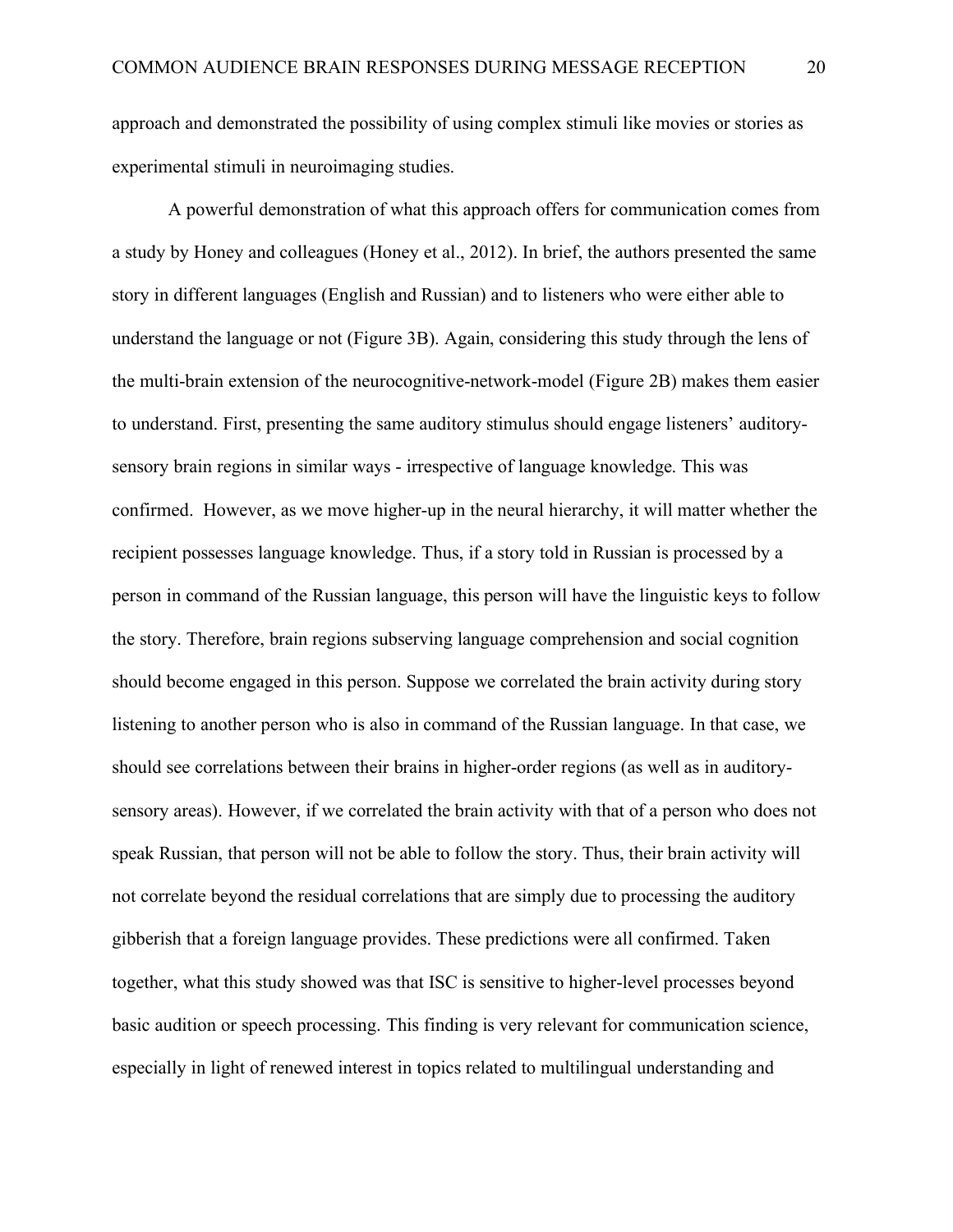approach and demonstrated the possibility of using complex stimuli like movies or stories as experimental stimuli in neuroimaging studies.

A powerful demonstration of what this approach offers for communication comes from a study by Honey and colleagues (Honey et al., 2012). In brief, the authors presented the same story in different languages (English and Russian) and to listeners who were either able to understand the language or not (Figure 3B). Again, considering this study through the lens of the multi-brain extension of the neurocognitive-network-model (Figure 2B) makes them easier to understand. First, presenting the same auditory stimulus should engage listeners' auditory-sensory brain regions in similar ways - irrespective of language knowledge. This was confirmed. However, as we move higher-up in the neural hierarchy, it will matter whether the recipient possesses language knowledge. Thus, if a story told in Russian is processed by a person in command of the Russian language, this person will have the linguistic keys to follow the story. Therefore, brain regions subserving language comprehension and social cognition should become engaged in this person. Suppose we correlated the brain activity during story listening to another person who is also in command of the Russian language. In that case, we should see correlations between their brains in higher-order regions (as well as in auditory-sensory areas). However, if we correlated the brain activity with that of a person who does not speak Russian, that person will not be able to follow the story. Thus, their brain activity will not correlate beyond the residual correlations that are simply due to processing the auditory gibberish that a foreign language provides. These predictions were all confirmed. Taken together, what this study showed was that ISC is sensitive to higher-level processes beyond basic audition or speech processing. This finding is very relevant for communication science, especially in light of renewed interest in topics related to multilingual understanding and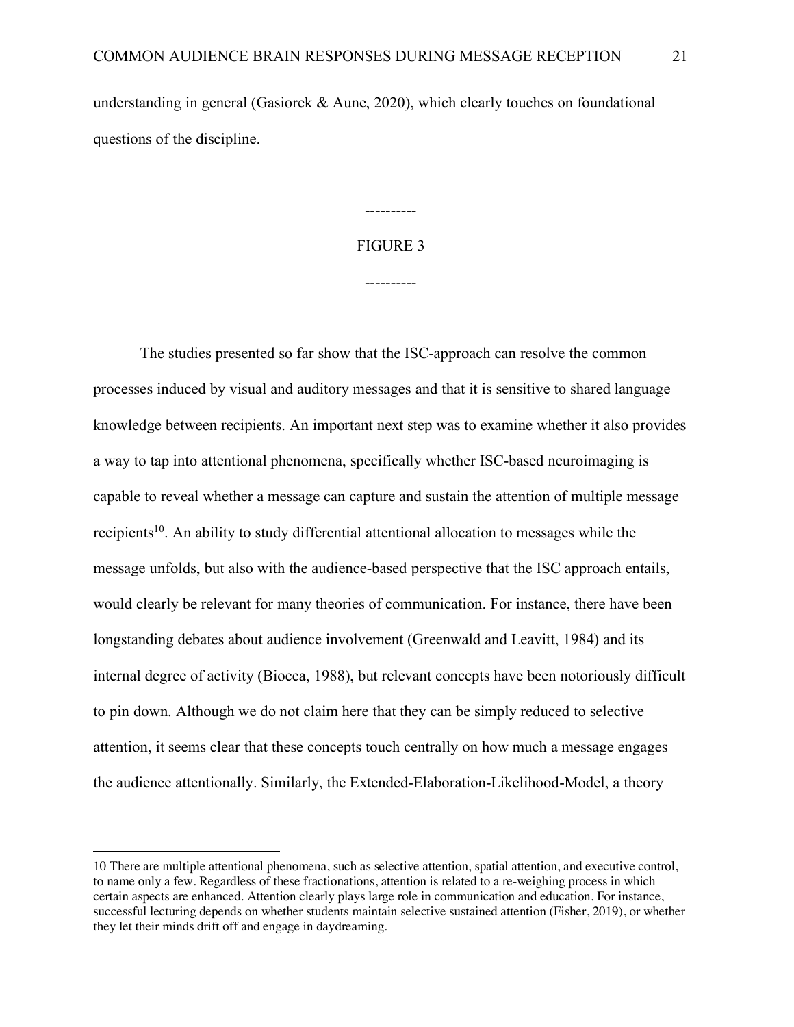understanding in general (Gasiorek & Aune, 2020), which clearly touches on foundational questions of the discipline.

----------

FIGURE 3

----------

The studies presented so far show that the ISC-approach can resolve the common processes induced by visual and auditory messages and that it is sensitive to shared language knowledge between recipients. An important next step was to examine whether it also provides a way to tap into attentional phenomena, specifically whether ISC-based neuroimaging is capable to reveal whether a message can capture and sustain the attention of multiple message recipients[10]. An ability to study differential attentional allocation to messages while the message unfolds, but also with the audience-based perspective that the ISC approach entails, would clearly be relevant for many theories of communication. For instance, there have been longstanding debates about audience involvement (Greenwald and Leavitt, 1984) and its internal degree of activity (Biocca, 1988), but relevant concepts have been notoriously difficult to pin down. Although we do not claim here that they can be simply reduced to selective attention, it seems clear that these concepts touch centrally on how much a message engages the audience attentionally. Similarly, the Extended-Elaboration-Likelihood-Model, a theory

10 There are multiple attentional phenomena, such as selective attention, spatial attention, and executive control, to name only a few. Regardless of these fractionations, attention is related to a re-weighing process in which certain aspects are enhanced. Attention clearly plays large role in communication and education. For instance, successful lecturing depends on whether students maintain selective sustained attention (Fisher, 2019), or whether they let their minds drift off and engage in daydreaming.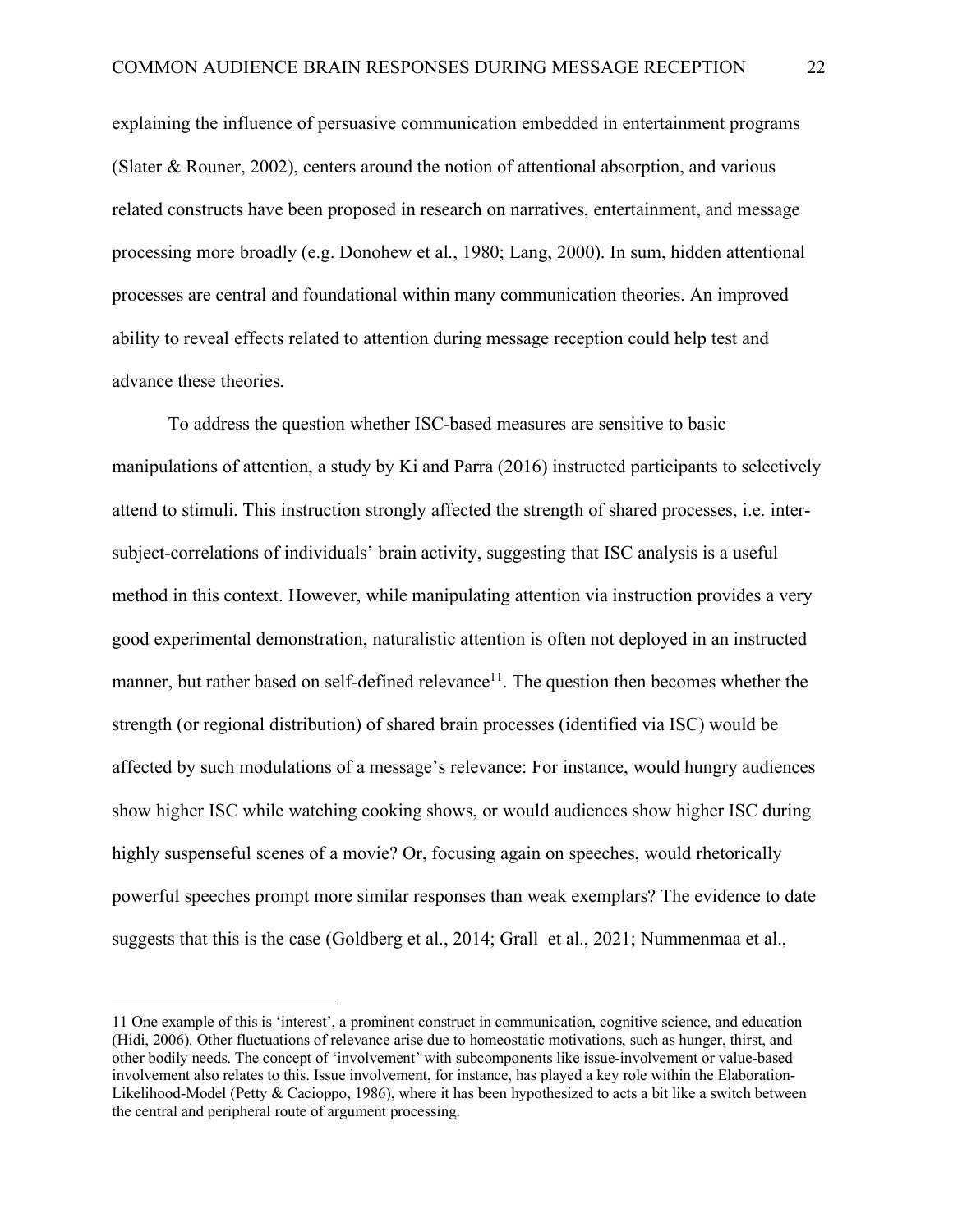explaining the influence of persuasive communication embedded in entertainment programs (Slater & Rouner, 2002), centers around the notion of attentional absorption, and various related constructs have been proposed in research on narratives, entertainment, and message processing more broadly (e.g. Donohew et al., 1980; Lang, 2000). In sum, hidden attentional processes are central and foundational within many communication theories. An improved ability to reveal effects related to attention during message reception could help test and advance these theories.

To address the question whether ISC-based measures are sensitive to basic manipulations of attention, a study by Ki and Parra (2016) instructed participants to selectively attend to stimuli. This instruction strongly affected the strength of shared processes, i.e. inter-subject-correlations of individuals' brain activity, suggesting that ISC analysis is a useful method in this context. However, while manipulating attention via instruction provides a very good experimental demonstration, naturalistic attention is often not deployed in an instructed manner, but rather based on self-defined relevance[11]. The question then becomes whether the strength (or regional distribution) of shared brain processes (identified via ISC) would be affected by such modulations of a message's relevance: For instance, would hungry audiences show higher ISC while watching cooking shows, or would audiences show higher ISC during highly suspenseful scenes of a movie? Or, focusing again on speeches, would rhetorically powerful speeches prompt more similar responses than weak exemplars? The evidence to date suggests that this is the case (Goldberg et al., 2014; Grall et al., 2021; Nummenmaa et al.,

---

11 One example of this is 'interest', a prominent construct in communication, cognitive science, and education (Hidi, 2006). Other fluctuations of relevance arise due to homeostatic motivations, such as hunger, thirst, and other bodily needs. The concept of 'involvement' with subcomponents like issue-involvement or value-based involvement also relates to this. Issue involvement, for instance, has played a key role within the Elaboration-Likelihood-Model (Petty & Cacioppo, 1986), where it has been hypothesized to acts a bit like a switch between the central and peripheral route of argument processing.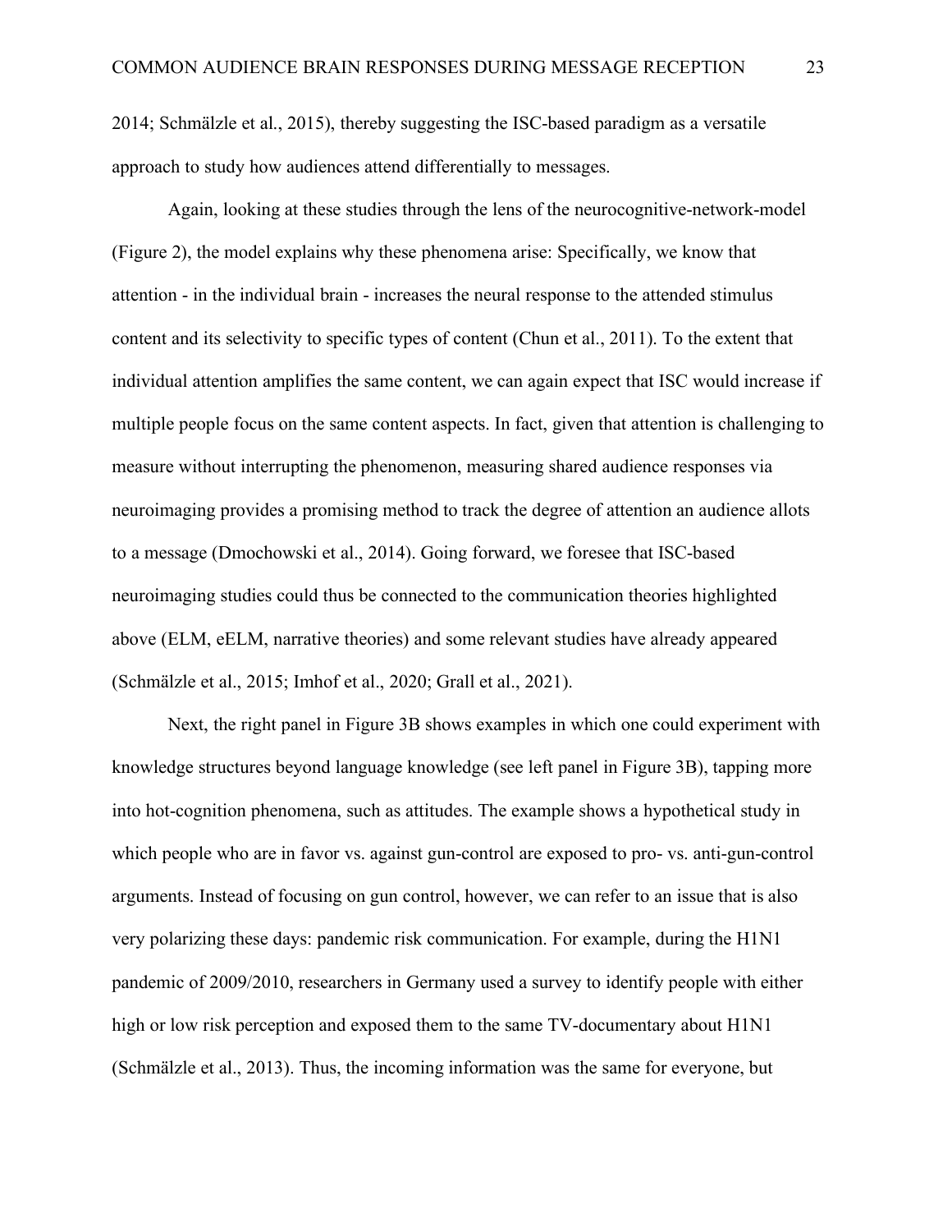2014; Schmälzle et al., 2015), thereby suggesting the ISC-based paradigm as a versatile approach to study how audiences attend differentially to messages.

Again, looking at these studies through the lens of the neurocognitive-network-model (Figure 2), the model explains why these phenomena arise: Specifically, we know that attention - in the individual brain - increases the neural response to the attended stimulus content and its selectivity to specific types of content (Chun et al., 2011). To the extent that individual attention amplifies the same content, we can again expect that ISC would increase if multiple people focus on the same content aspects. In fact, given that attention is challenging to measure without interrupting the phenomenon, measuring shared audience responses via neuroimaging provides a promising method to track the degree of attention an audience allots to a message (Dmochowski et al., 2014). Going forward, we foresee that ISC-based neuroimaging studies could thus be connected to the communication theories highlighted above (ELM, eELM, narrative theories) and some relevant studies have already appeared (Schmälzle et al., 2015; Imhof et al., 2020; Grall et al., 2021).

Next, the right panel in Figure 3B shows examples in which one could experiment with knowledge structures beyond language knowledge (see left panel in Figure 3B), tapping more into hot-cognition phenomena, such as attitudes. The example shows a hypothetical study in which people who are in favor vs. against gun-control are exposed to pro- vs. anti-gun-control arguments. Instead of focusing on gun control, however, we can refer to an issue that is also very polarizing these days: pandemic risk communication. For example, during the H1N1 pandemic of 2009/2010, researchers in Germany used a survey to identify people with either high or low risk perception and exposed them to the same TV-documentary about H1N1 (Schmälzle et al., 2013). Thus, the incoming information was the same for everyone, but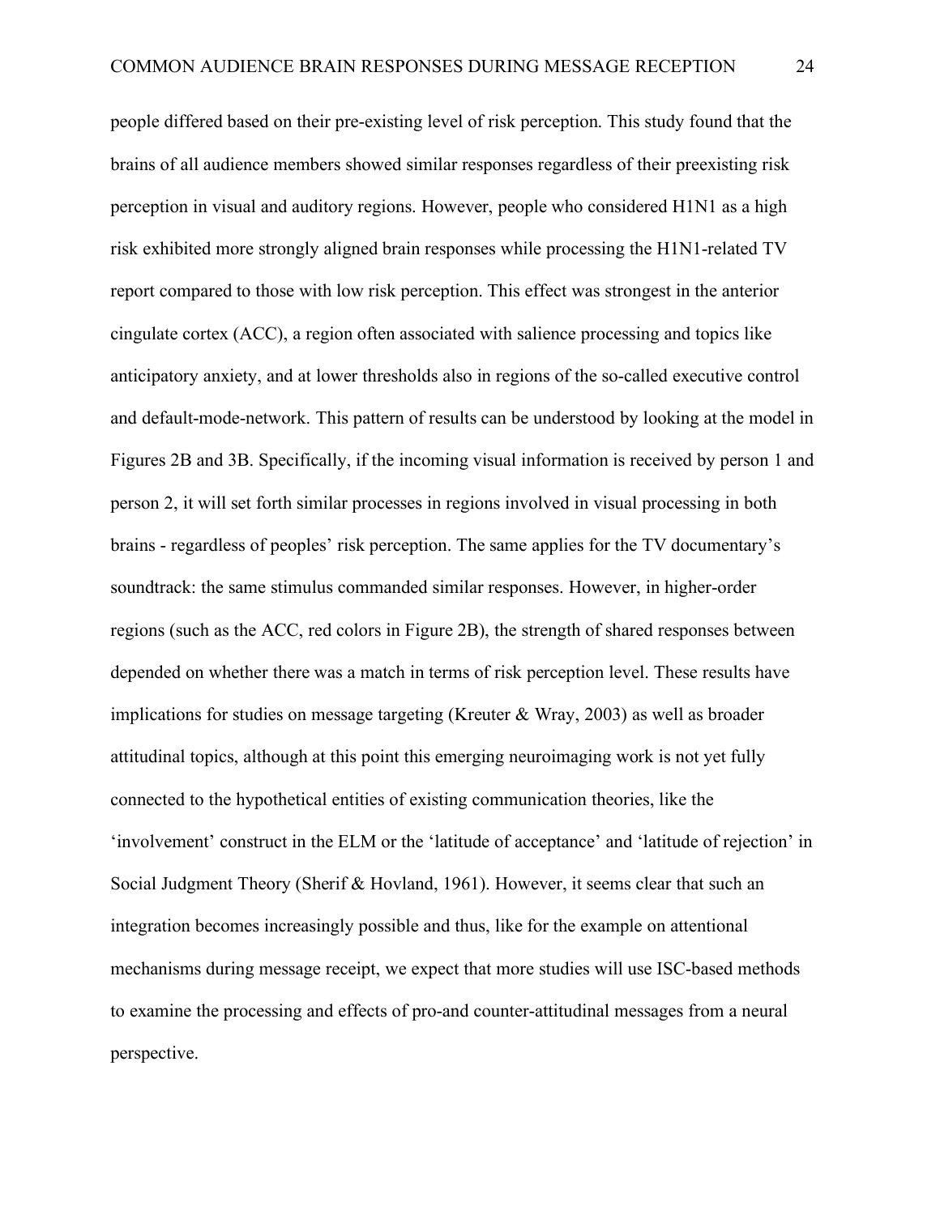people differed based on their pre-existing level of risk perception. This study found that the brains of all audience members showed similar responses regardless of their preexisting risk perception in visual and auditory regions. However, people who considered H1N1 as a high risk exhibited more strongly aligned brain responses while processing the H1N1-related TV report compared to those with low risk perception. This effect was strongest in the anterior cingulate cortex (ACC), a region often associated with salience processing and topics like anticipatory anxiety, and at lower thresholds also in regions of the so-called executive control and default-mode-network. This pattern of results can be understood by looking at the model in Figures 2B and 3B. Specifically, if the incoming visual information is received by person 1 and person 2, it will set forth similar processes in regions involved in visual processing in both brains - regardless of peoples' risk perception. The same applies for the TV documentary's soundtrack: the same stimulus commanded similar responses. However, in higher-order regions (such as the ACC, red colors in Figure 2B), the strength of shared responses between depended on whether there was a match in terms of risk perception level. These results have implications for studies on message targeting (Kreuter & Wray, 2003) as well as broader attitudinal topics, although at this point this emerging neuroimaging work is not yet fully connected to the hypothetical entities of existing communication theories, like the 'involvement' construct in the ELM or the 'latitude of acceptance' and 'latitude of rejection' in Social Judgment Theory (Sherif & Hovland, 1961). However, it seems clear that such an integration becomes increasingly possible and thus, like for the example on attentional mechanisms during message receipt, we expect that more studies will use ISC-based methods to examine the processing and effects of pro-and counter-attitudinal messages from a neural perspective.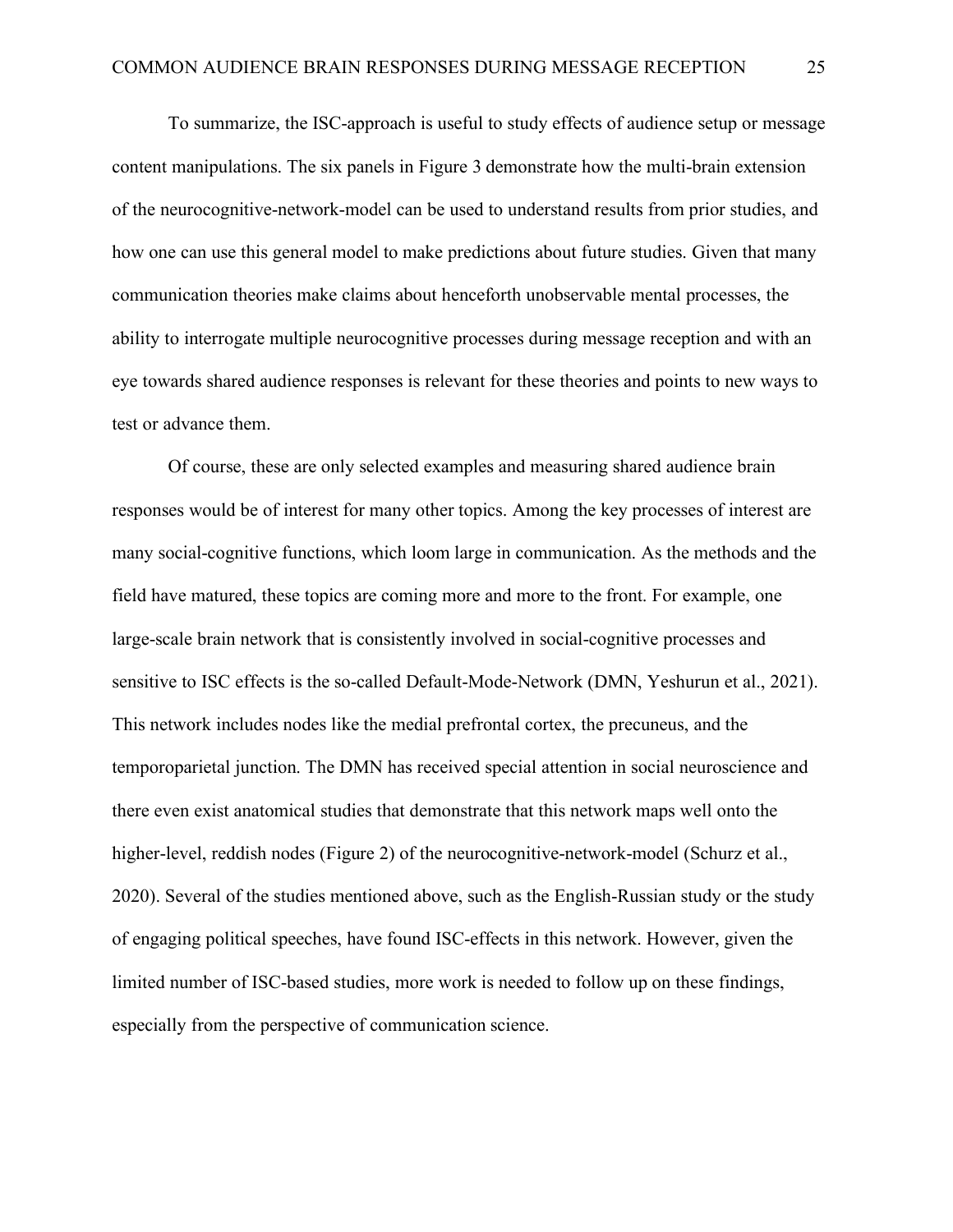To summarize, the ISC-approach is useful to study effects of audience setup or message content manipulations. The six panels in Figure 3 demonstrate how the multi-brain extension of the neurocognitive-network-model can be used to understand results from prior studies, and how one can use this general model to make predictions about future studies. Given that many communication theories make claims about henceforth unobservable mental processes, the ability to interrogate multiple neurocognitive processes during message reception and with an eye towards shared audience responses is relevant for these theories and points to new ways to test or advance them.

Of course, these are only selected examples and measuring shared audience brain responses would be of interest for many other topics. Among the key processes of interest are many social-cognitive functions, which loom large in communication. As the methods and the field have matured, these topics are coming more and more to the front. For example, one large-scale brain network that is consistently involved in social-cognitive processes and sensitive to ISC effects is the so-called Default-Mode-Network (DMN, Yeshurun et al., 2021). This network includes nodes like the medial prefrontal cortex, the precuneus, and the temporoparietal junction. The DMN has received special attention in social neuroscience and there even exist anatomical studies that demonstrate that this network maps well onto the higher-level, reddish nodes (Figure 2) of the neurocognitive-network-model (Schurz et al., 2020). Several of the studies mentioned above, such as the English-Russian study or the study of engaging political speeches, have found ISC-effects in this network. However, given the limited number of ISC-based studies, more work is needed to follow up on these findings, especially from the perspective of communication science.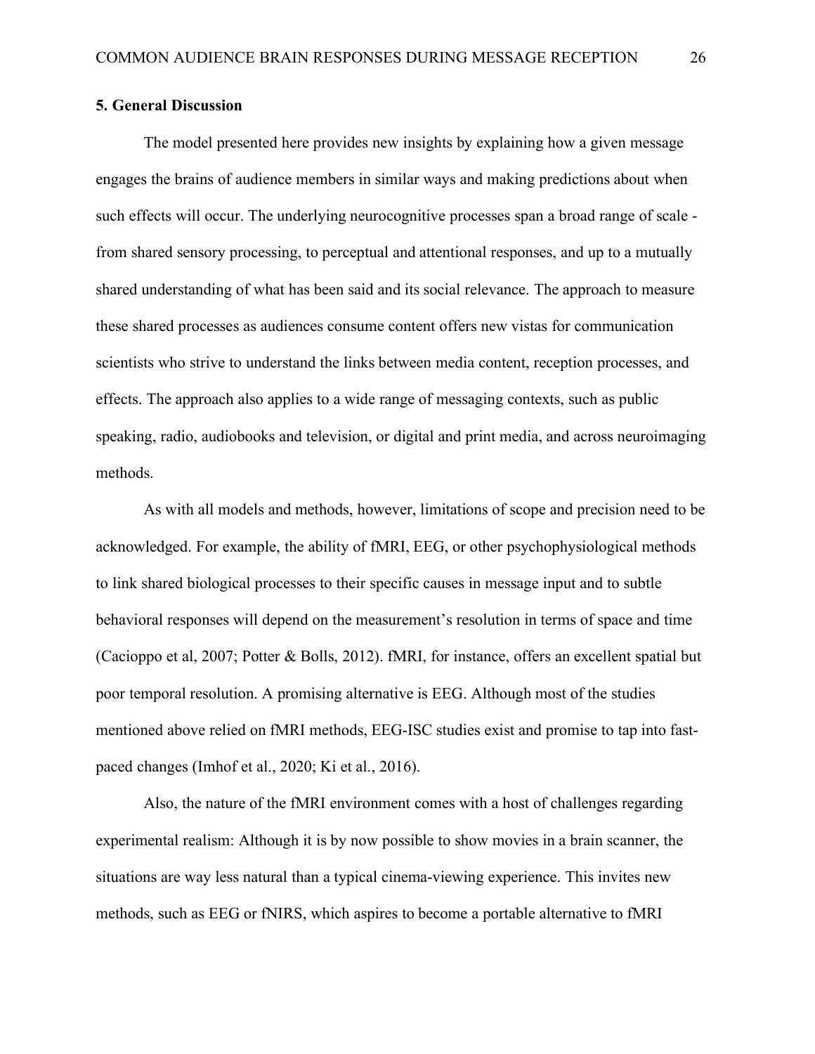## 5. General Discussion

The model presented here provides new insights by explaining how a given message engages the brains of audience members in similar ways and making predictions about when such effects will occur. The underlying neurocognitive processes span a broad range of scale - from shared sensory processing, to perceptual and attentional responses, and up to a mutually shared understanding of what has been said and its social relevance. The approach to measure these shared processes as audiences consume content offers new vistas for communication scientists who strive to understand the links between media content, reception processes, and effects. The approach also applies to a wide range of messaging contexts, such as public speaking, radio, audiobooks and television, or digital and print media, and across neuroimaging methods.

As with all models and methods, however, limitations of scope and precision need to be acknowledged. For example, the ability of fMRI, EEG, or other psychophysiological methods to link shared biological processes to their specific causes in message input and to subtle behavioral responses will depend on the measurement's resolution in terms of space and time (Cacioppo et al, 2007; Potter & Bolls, 2012). fMRI, for instance, offers an excellent spatial but poor temporal resolution. A promising alternative is EEG. Although most of the studies mentioned above relied on fMRI methods, EEG-ISC studies exist and promise to tap into fast-paced changes (Imhof et al., 2020; Ki et al., 2016).

Also, the nature of the fMRI environment comes with a host of challenges regarding experimental realism: Although it is by now possible to show movies in a brain scanner, the situations are way less natural than a typical cinema-viewing experience. This invites new methods, such as EEG or fNIRS, which aspires to become a portable alternative to fMRI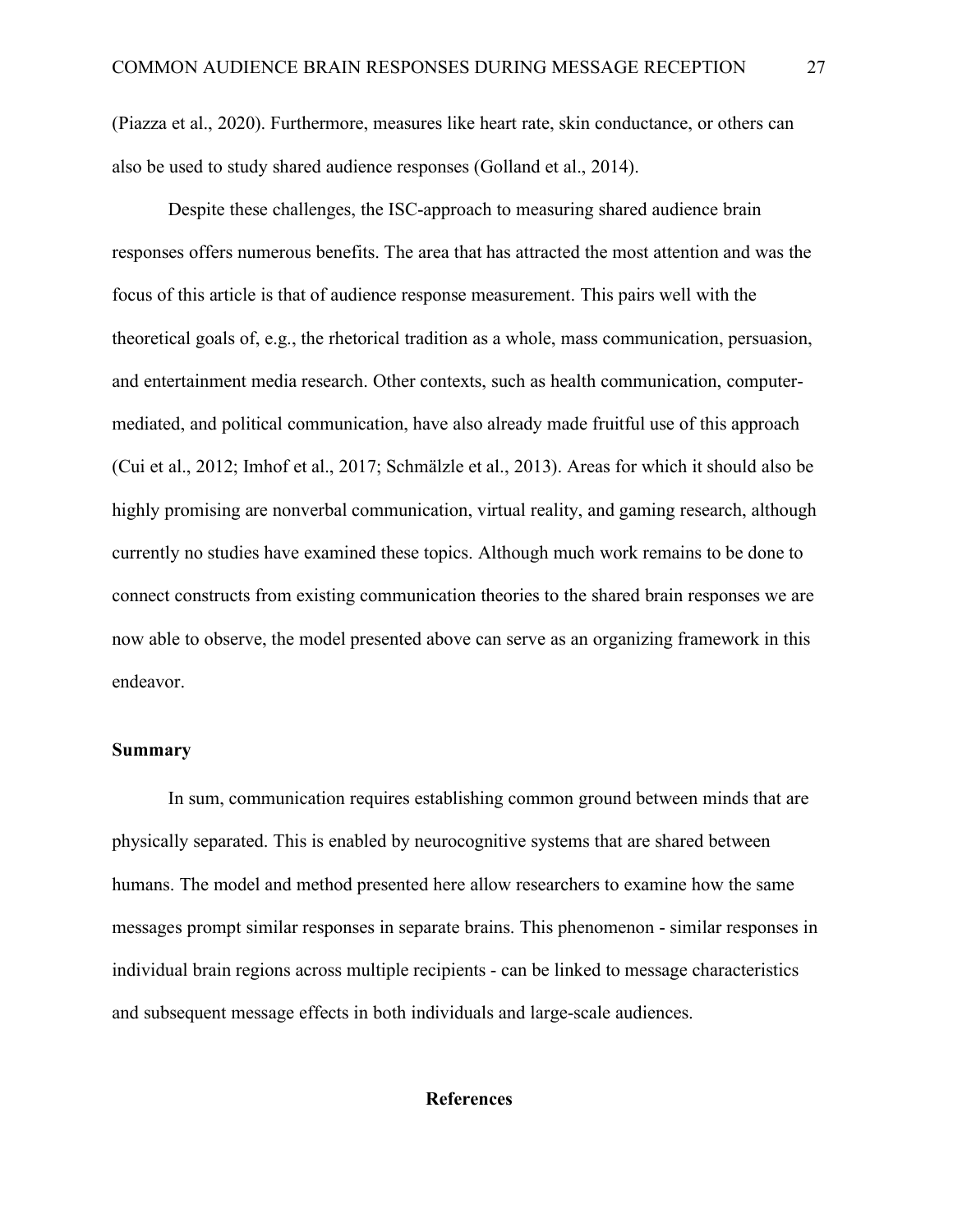(Piazza et al., 2020). Furthermore, measures like heart rate, skin conductance, or others can also be used to study shared audience responses (Golland et al., 2014).

Despite these challenges, the ISC-approach to measuring shared audience brain responses offers numerous benefits. The area that has attracted the most attention and was the focus of this article is that of audience response measurement. This pairs well with the theoretical goals of, e.g., the rhetorical tradition as a whole, mass communication, persuasion, and entertainment media research. Other contexts, such as health communication, computer-mediated, and political communication, have also already made fruitful use of this approach (Cui et al., 2012; Imhof et al., 2017; Schmälzle et al., 2013). Areas for which it should also be highly promising are nonverbal communication, virtual reality, and gaming research, although currently no studies have examined these topics. Although much work remains to be done to connect constructs from existing communication theories to the shared brain responses we are now able to observe, the model presented above can serve as an organizing framework in this endeavor.

## Summary

In sum, communication requires establishing common ground between minds that are physically separated. This is enabled by neurocognitive systems that are shared between humans. The model and method presented here allow researchers to examine how the same messages prompt similar responses in separate brains. This phenomenon - similar responses in individual brain regions across multiple recipients - can be linked to message characteristics and subsequent message effects in both individuals and large-scale audiences.

## References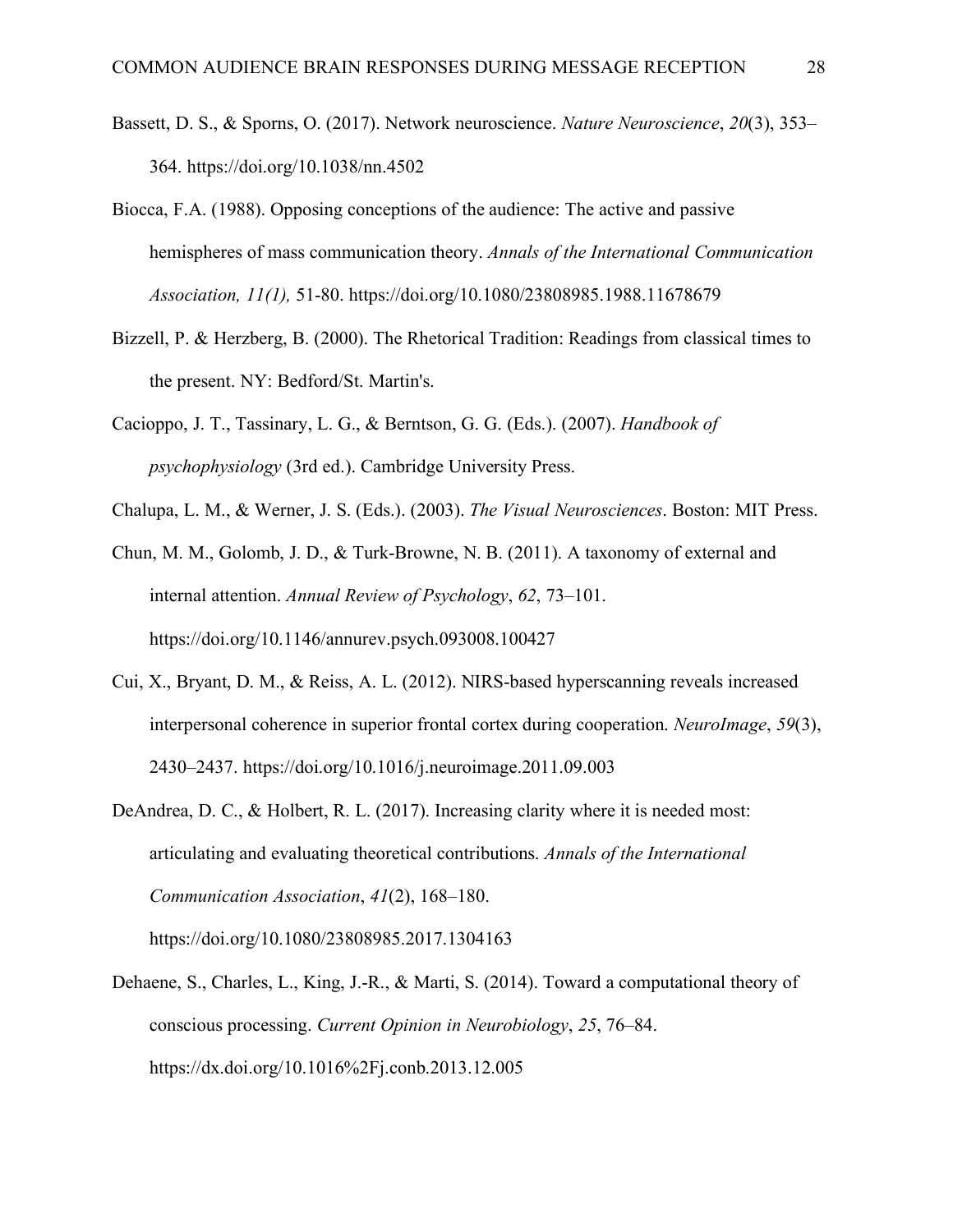Bassett, D. S., & Sporns, O. (2017). Network neuroscience. *Nature Neuroscience*, *20*(3), 353–364. https://doi.org/10.1038/nn.4502

Biocca, F.A. (1988). Opposing conceptions of the audience: The active and passive hemispheres of mass communication theory. *Annals of the International Communication Association, 11(1),* 51-80. https://doi.org/10.1080/23808985.1988.11678679

Bizzell, P. & Herzberg, B. (2000). The Rhetorical Tradition: Readings from classical times to the present. NY: Bedford/St. Martin's.

Cacioppo, J. T., Tassinary, L. G., & Berntson, G. G. (Eds.). (2007). *Handbook of psychophysiology* (3rd ed.). Cambridge University Press.

Chalupa, L. M., & Werner, J. S. (Eds.). (2003). *The Visual Neurosciences*. Boston: MIT Press.

Chun, M. M., Golomb, J. D., & Turk-Browne, N. B. (2011). A taxonomy of external and internal attention. *Annual Review of Psychology*, *62*, 73–101. https://doi.org/10.1146/annurev.psych.093008.100427

Cui, X., Bryant, D. M., & Reiss, A. L. (2012). NIRS-based hyperscanning reveals increased interpersonal coherence in superior frontal cortex during cooperation. *NeuroImage*, *59*(3), 2430–2437. https://doi.org/10.1016/j.neuroimage.2011.09.003

DeAndrea, D. C., & Holbert, R. L. (2017). Increasing clarity where it is needed most: articulating and evaluating theoretical contributions. *Annals of the International Communication Association*, *41*(2), 168–180. https://doi.org/10.1080/23808985.2017.1304163

Dehaene, S., Charles, L., King, J.-R., & Marti, S. (2014). Toward a computational theory of conscious processing. *Current Opinion in Neurobiology*, *25*, 76–84. https://dx.doi.org/10.1016%2Fj.conb.2013.12.005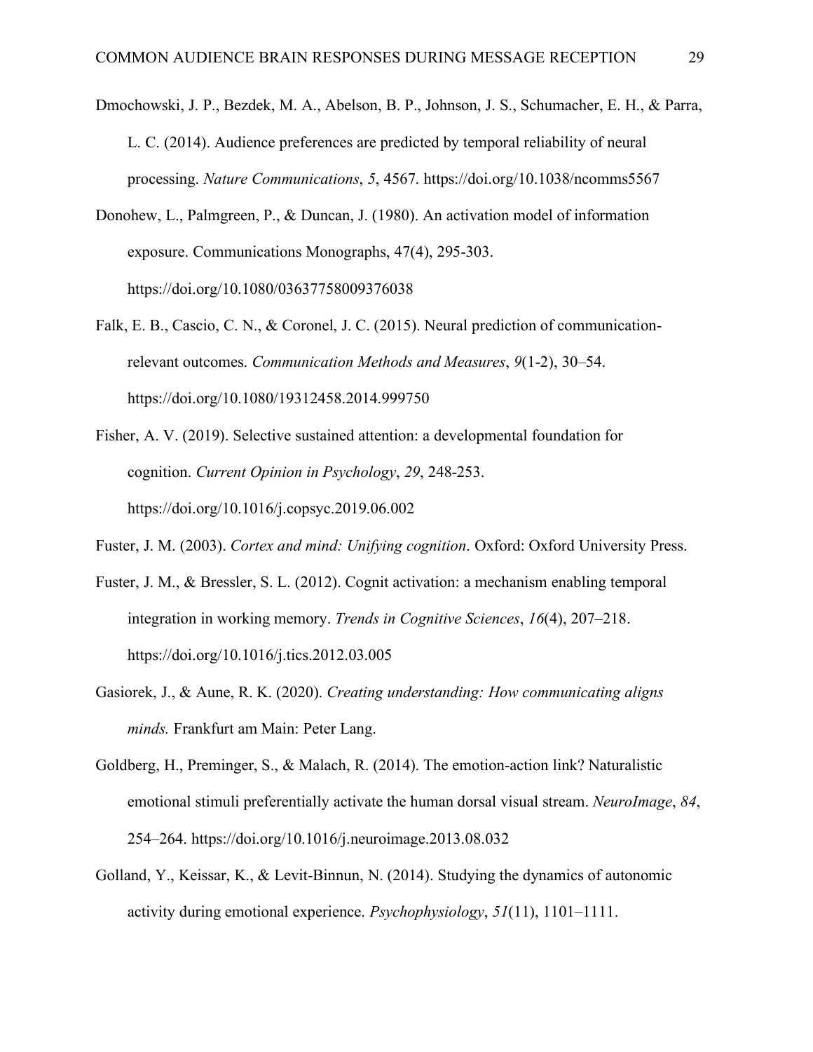Dmochowski, J. P., Bezdek, M. A., Abelson, B. P., Johnson, J. S., Schumacher, E. H., & Parra, L. C. (2014). Audience preferences are predicted by temporal reliability of neural processing. *Nature Communications*, *5*, 4567. https://doi.org/10.1038/ncomms5567

Donohew, L., Palmgreen, P., & Duncan, J. (1980). An activation model of information exposure. Communications Monographs, 47(4), 295-303. https://doi.org/10.1080/03637758009376038

Falk, E. B., Cascio, C. N., & Coronel, J. C. (2015). Neural prediction of communication-relevant outcomes. *Communication Methods and Measures*, *9*(1-2), 30–54. https://doi.org/10.1080/19312458.2014.999750

Fisher, A. V. (2019). Selective sustained attention: a developmental foundation for cognition. *Current Opinion in Psychology*, *29*, 248-253. https://doi.org/10.1016/j.copsyc.2019.06.002

Fuster, J. M. (2003). *Cortex and mind: Unifying cognition*. Oxford: Oxford University Press.

Fuster, J. M., & Bressler, S. L. (2012). Cognit activation: a mechanism enabling temporal integration in working memory. *Trends in Cognitive Sciences*, *16*(4), 207–218. https://doi.org/10.1016/j.tics.2012.03.005

Gasiorek, J., & Aune, R. K. (2020). *Creating understanding: How communicating aligns minds.* Frankfurt am Main: Peter Lang.

Goldberg, H., Preminger, S., & Malach, R. (2014). The emotion-action link? Naturalistic emotional stimuli preferentially activate the human dorsal visual stream. *NeuroImage*, *84*, 254–264. https://doi.org/10.1016/j.neuroimage.2013.08.032

Golland, Y., Keissar, K., & Levit-Binnun, N. (2014). Studying the dynamics of autonomic activity during emotional experience. *Psychophysiology*, *51*(11), 1101–1111.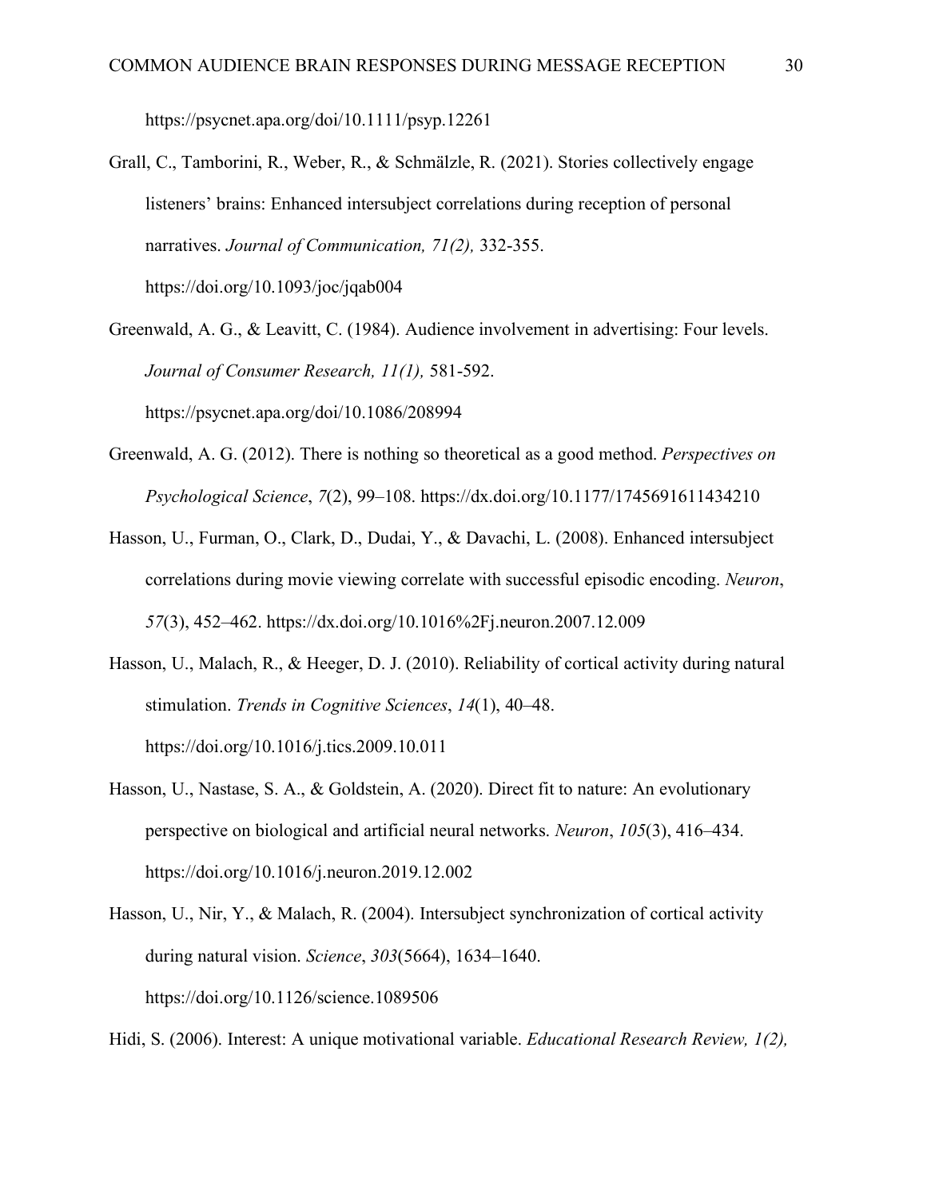https://psycnet.apa.org/doi/10.1111/psyp.12261

Grall, C., Tamborini, R., Weber, R., & Schmälzle, R. (2021). Stories collectively engage listeners' brains: Enhanced intersubject correlations during reception of personal narratives. *Journal of Communication, 71(2),* 332-355. https://doi.org/10.1093/joc/jqab004

Greenwald, A. G., & Leavitt, C. (1984). Audience involvement in advertising: Four levels. *Journal of Consumer Research, 11(1),* 581-592. https://psycnet.apa.org/doi/10.1086/208994

Greenwald, A. G. (2012). There is nothing so theoretical as a good method. *Perspectives on Psychological Science*, *7*(2), 99–108. https://dx.doi.org/10.1177/1745691611434210

Hasson, U., Furman, O., Clark, D., Dudai, Y., & Davachi, L. (2008). Enhanced intersubject correlations during movie viewing correlate with successful episodic encoding. *Neuron*, *57*(3), 452–462. https://dx.doi.org/10.1016%2Fj.neuron.2007.12.009

Hasson, U., Malach, R., & Heeger, D. J. (2010). Reliability of cortical activity during natural stimulation. *Trends in Cognitive Sciences*, *14*(1), 40–48. https://doi.org/10.1016/j.tics.2009.10.011

Hasson, U., Nastase, S. A., & Goldstein, A. (2020). Direct fit to nature: An evolutionary perspective on biological and artificial neural networks. *Neuron*, *105*(3), 416–434. https://doi.org/10.1016/j.neuron.2019.12.002

Hasson, U., Nir, Y., & Malach, R. (2004). Intersubject synchronization of cortical activity during natural vision. *Science*, *303*(5664), 1634–1640. https://doi.org/10.1126/science.1089506

Hidi, S. (2006). Interest: A unique motivational variable. *Educational Research Review, 1(2),*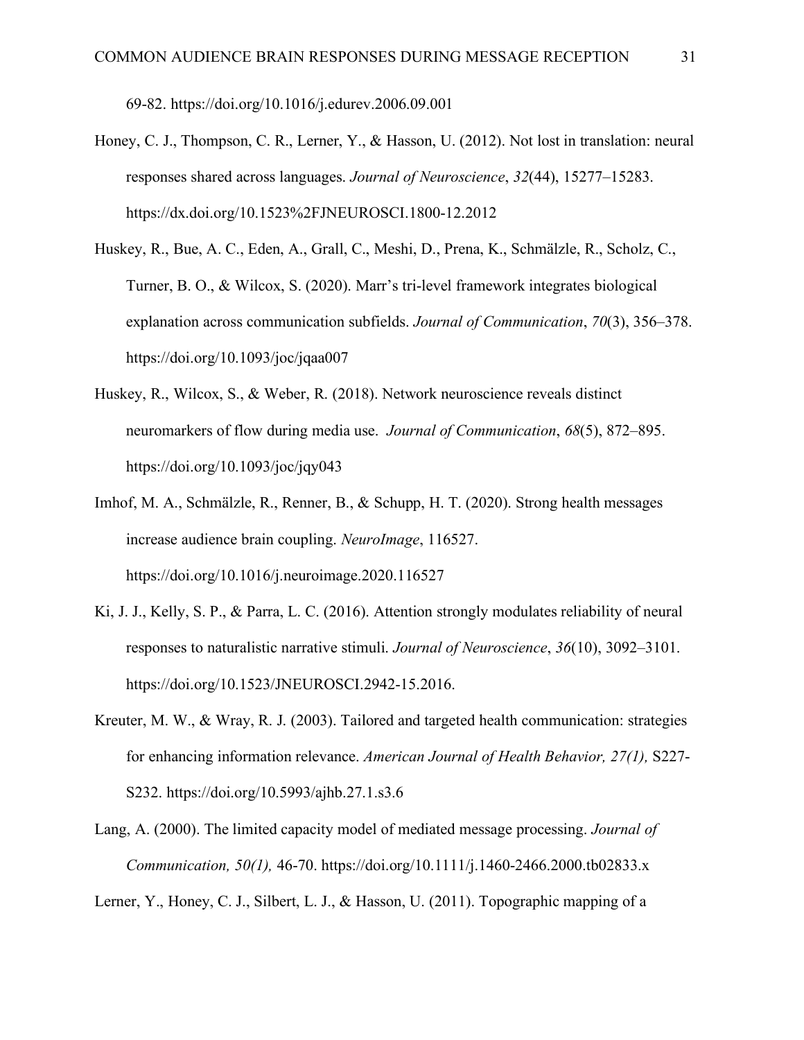69-82. https://doi.org/10.1016/j.edurev.2006.09.001

Honey, C. J., Thompson, C. R., Lerner, Y., & Hasson, U. (2012). Not lost in translation: neural responses shared across languages. *Journal of Neuroscience*, *32*(44), 15277–15283. https://dx.doi.org/10.1523%2FJNEUROSCI.1800-12.2012

Huskey, R., Bue, A. C., Eden, A., Grall, C., Meshi, D., Prena, K., Schmälzle, R., Scholz, C., Turner, B. O., & Wilcox, S. (2020). Marr's tri-level framework integrates biological explanation across communication subfields. *Journal of Communication*, *70*(3), 356–378. https://doi.org/10.1093/joc/jqaa007

Huskey, R., Wilcox, S., & Weber, R. (2018). Network neuroscience reveals distinct neuromarkers of flow during media use. *Journal of Communication*, *68*(5), 872–895. https://doi.org/10.1093/joc/jqy043

Imhof, M. A., Schmälzle, R., Renner, B., & Schupp, H. T. (2020). Strong health messages increase audience brain coupling. *NeuroImage*, 116527. https://doi.org/10.1016/j.neuroimage.2020.116527

Ki, J. J., Kelly, S. P., & Parra, L. C. (2016). Attention strongly modulates reliability of neural responses to naturalistic narrative stimuli. *Journal of Neuroscience*, *36*(10), 3092–3101. https://doi.org/10.1523/JNEUROSCI.2942-15.2016.

Kreuter, M. W., & Wray, R. J. (2003). Tailored and targeted health communication: strategies for enhancing information relevance. *American Journal of Health Behavior, 27(1),* S227-S232. https://doi.org/10.5993/ajhb.27.1.s3.6

Lang, A. (2000). The limited capacity model of mediated message processing. *Journal of Communication, 50(1),* 46-70. https://doi.org/10.1111/j.1460-2466.2000.tb02833.x

Lerner, Y., Honey, C. J., Silbert, L. J., & Hasson, U. (2011). Topographic mapping of a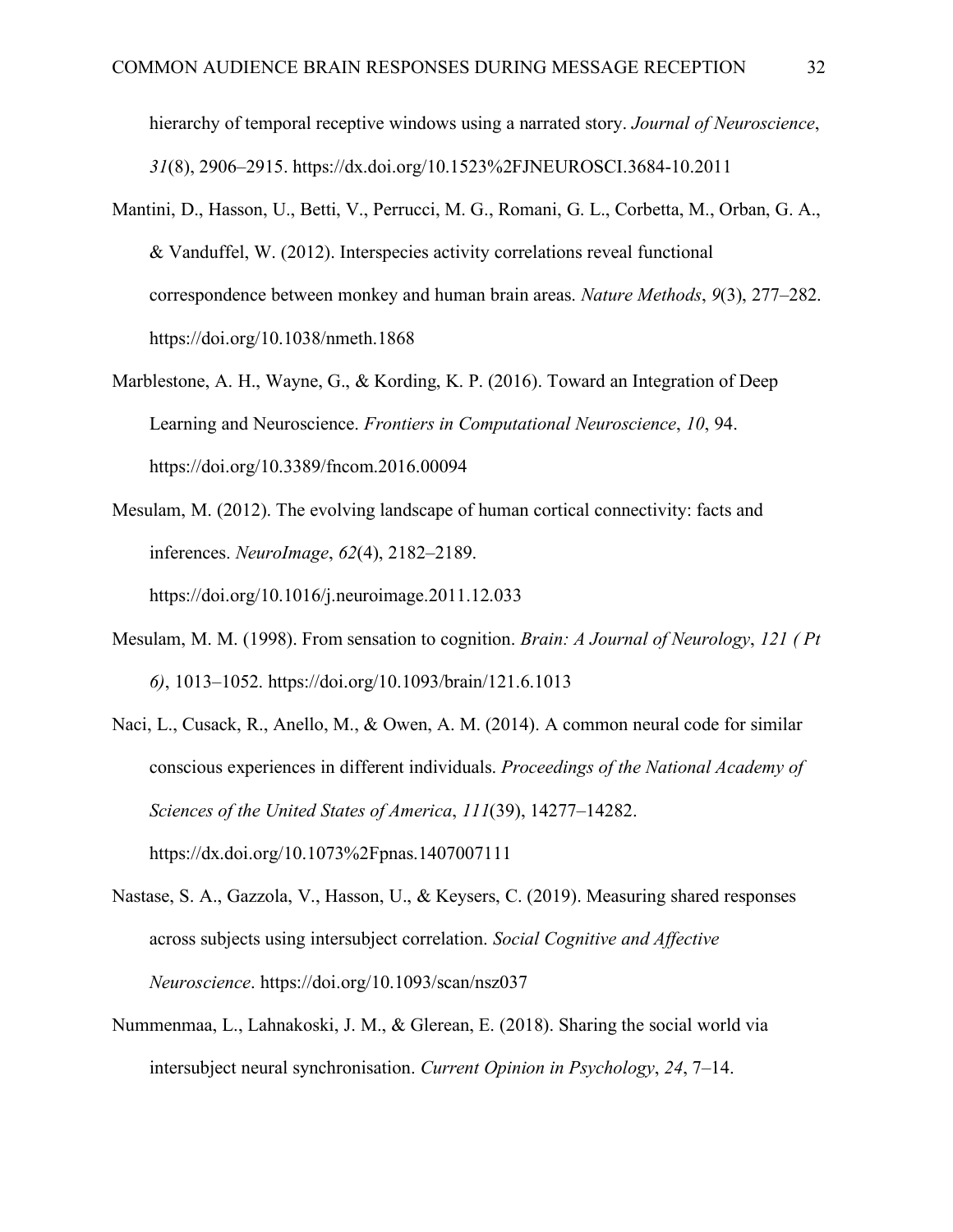hierarchy of temporal receptive windows using a narrated story. *Journal of Neuroscience*, *31*(8), 2906–2915. https://dx.doi.org/10.1523%2FJNEUROSCI.3684-10.2011

Mantini, D., Hasson, U., Betti, V., Perrucci, M. G., Romani, G. L., Corbetta, M., Orban, G. A., & Vanduffel, W. (2012). Interspecies activity correlations reveal functional correspondence between monkey and human brain areas. *Nature Methods*, *9*(3), 277–282. https://doi.org/10.1038/nmeth.1868

Marblestone, A. H., Wayne, G., & Kording, K. P. (2016). Toward an Integration of Deep Learning and Neuroscience. *Frontiers in Computational Neuroscience*, *10*, 94. https://doi.org/10.3389/fncom.2016.00094

Mesulam, M. (2012). The evolving landscape of human cortical connectivity: facts and inferences. *NeuroImage*, *62*(4), 2182–2189. https://doi.org/10.1016/j.neuroimage.2011.12.033

Mesulam, M. M. (1998). From sensation to cognition. *Brain: A Journal of Neurology*, *121 ( Pt 6)*, 1013–1052. https://doi.org/10.1093/brain/121.6.1013

Naci, L., Cusack, R., Anello, M., & Owen, A. M. (2014). A common neural code for similar conscious experiences in different individuals. *Proceedings of the National Academy of Sciences of the United States of America*, *111*(39), 14277–14282. https://dx.doi.org/10.1073%2Fpnas.1407007111

Nastase, S. A., Gazzola, V., Hasson, U., & Keysers, C. (2019). Measuring shared responses across subjects using intersubject correlation. *Social Cognitive and Affective Neuroscience*. https://doi.org/10.1093/scan/nsz037

Nummenmaa, L., Lahnakoski, J. M., & Glerean, E. (2018). Sharing the social world via intersubject neural synchronisation. *Current Opinion in Psychology*, *24*, 7–14.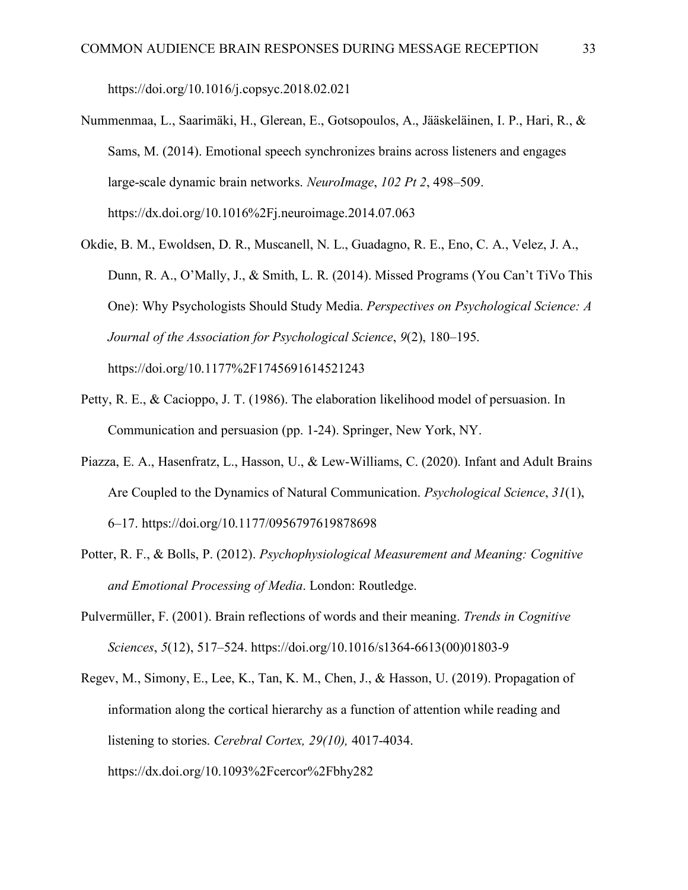https://doi.org/10.1016/j.copsyc.2018.02.021

Nummenmaa, L., Saarimäki, H., Glerean, E., Gotsopoulos, A., Jääskeläinen, I. P., Hari, R., & Sams, M. (2014). Emotional speech synchronizes brains across listeners and engages large-scale dynamic brain networks. *NeuroImage*, *102 Pt 2*, 498–509. https://dx.doi.org/10.1016%2Fj.neuroimage.2014.07.063

Okdie, B. M., Ewoldsen, D. R., Muscanell, N. L., Guadagno, R. E., Eno, C. A., Velez, J. A., Dunn, R. A., O'Mally, J., & Smith, L. R. (2014). Missed Programs (You Can't TiVo This One): Why Psychologists Should Study Media. *Perspectives on Psychological Science: A Journal of the Association for Psychological Science*, *9*(2), 180–195. https://doi.org/10.1177%2F1745691614521243

Petty, R. E., & Cacioppo, J. T. (1986). The elaboration likelihood model of persuasion. In Communication and persuasion (pp. 1-24). Springer, New York, NY.

Piazza, E. A., Hasenfratz, L., Hasson, U., & Lew-Williams, C. (2020). Infant and Adult Brains Are Coupled to the Dynamics of Natural Communication. *Psychological Science*, *31*(1), 6–17. https://doi.org/10.1177/0956797619878698

Potter, R. F., & Bolls, P. (2012). *Psychophysiological Measurement and Meaning: Cognitive and Emotional Processing of Media*. London: Routledge.

Pulvermüller, F. (2001). Brain reflections of words and their meaning. *Trends in Cognitive Sciences*, *5*(12), 517–524. https://doi.org/10.1016/s1364-6613(00)01803-9

Regev, M., Simony, E., Lee, K., Tan, K. M., Chen, J., & Hasson, U. (2019). Propagation of information along the cortical hierarchy as a function of attention while reading and listening to stories. *Cerebral Cortex, 29(10),* 4017-4034. https://dx.doi.org/10.1093%2Fcercor%2Fbhy282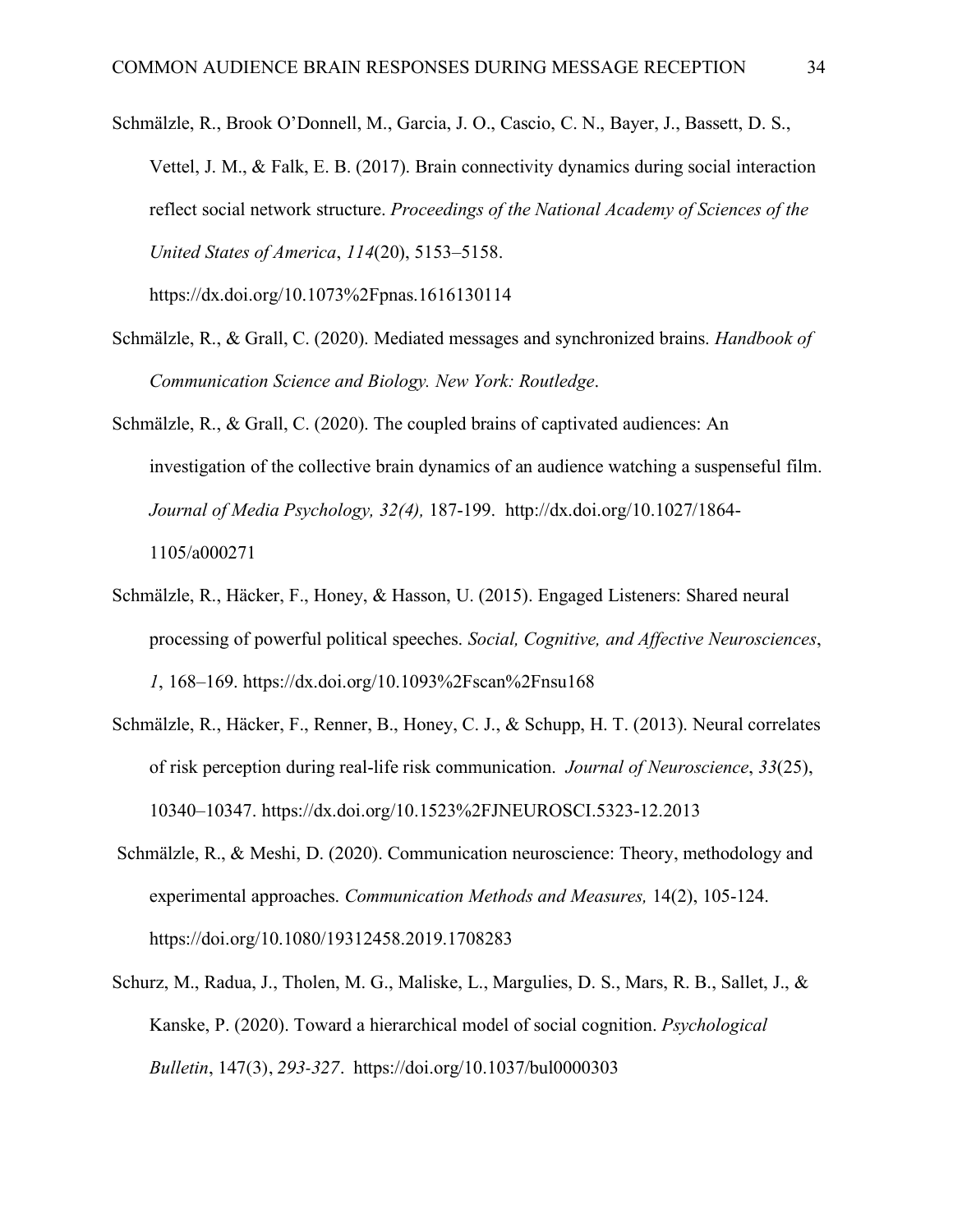Schmälzle, R., Brook O'Donnell, M., Garcia, J. O., Cascio, C. N., Bayer, J., Bassett, D. S., Vettel, J. M., & Falk, E. B. (2017). Brain connectivity dynamics during social interaction reflect social network structure. *Proceedings of the National Academy of Sciences of the United States of America*, *114*(20), 5153–5158. https://dx.doi.org/10.1073%2Fpnas.1616130114

Schmälzle, R., & Grall, C. (2020). Mediated messages and synchronized brains. *Handbook of Communication Science and Biology. New York: Routledge*.

Schmälzle, R., & Grall, C. (2020). The coupled brains of captivated audiences: An investigation of the collective brain dynamics of an audience watching a suspenseful film. *Journal of Media Psychology, 32(4),* 187-199. http://dx.doi.org/10.1027/1864-1105/a000271

Schmälzle, R., Häcker, F., Honey, & Hasson, U. (2015). Engaged Listeners: Shared neural processing of powerful political speeches. *Social, Cognitive, and Affective Neurosciences*, *1*, 168–169. https://dx.doi.org/10.1093%2Fscan%2Fnsu168

Schmälzle, R., Häcker, F., Renner, B., Honey, C. J., & Schupp, H. T. (2013). Neural correlates of risk perception during real-life risk communication. *Journal of Neuroscience*, *33*(25), 10340–10347. https://dx.doi.org/10.1523%2FJNEUROSCI.5323-12.2013

Schmälzle, R., & Meshi, D. (2020). Communication neuroscience: Theory, methodology and experimental approaches. *Communication Methods and Measures,* 14(2), 105-124. https://doi.org/10.1080/19312458.2019.1708283

Schurz, M., Radua, J., Tholen, M. G., Maliske, L., Margulies, D. S., Mars, R. B., Sallet, J., & Kanske, P. (2020). Toward a hierarchical model of social cognition. *Psychological Bulletin*, 147(3), *293-327*. https://doi.org/10.1037/bul0000303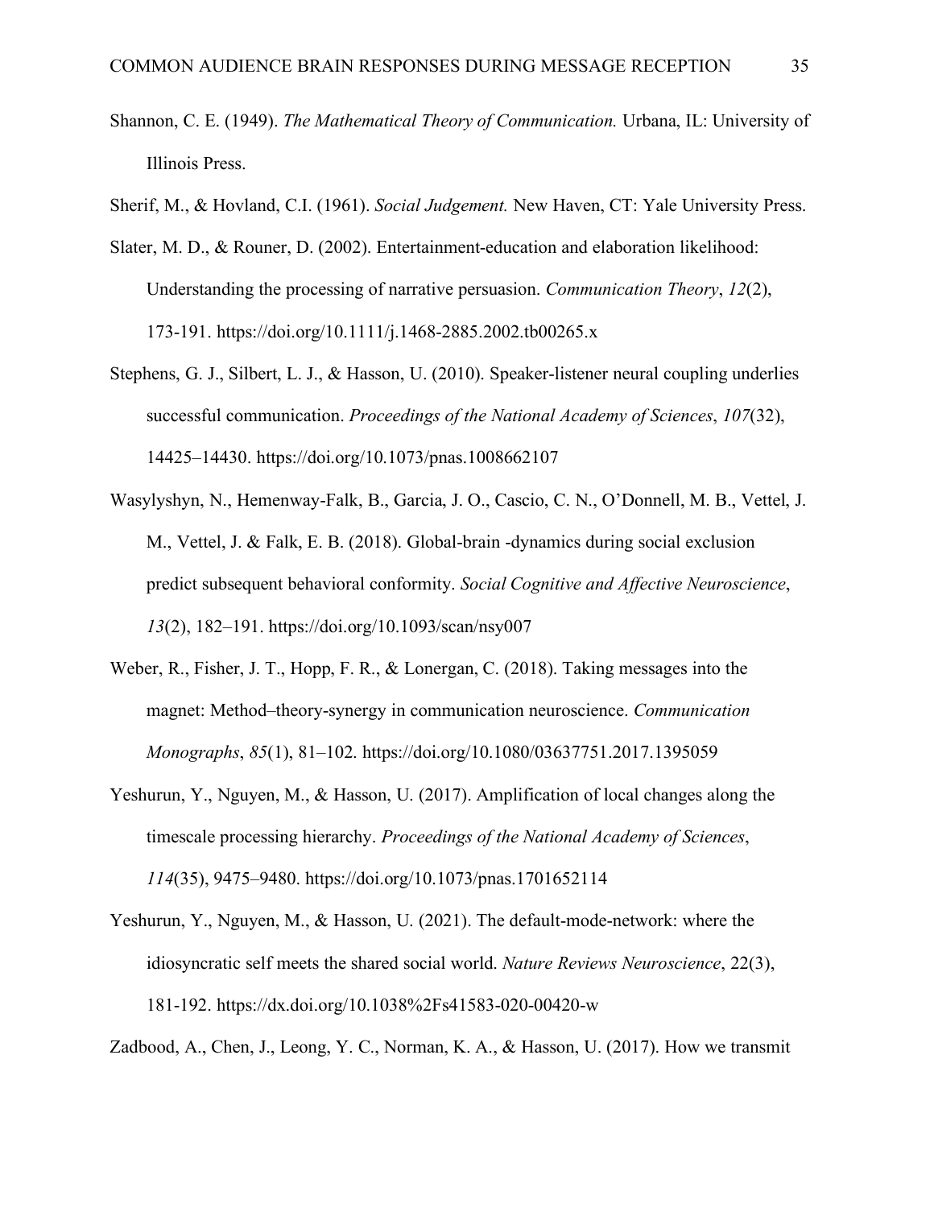Shannon, C. E. (1949). *The Mathematical Theory of Communication.* Urbana, IL: University of Illinois Press.

Sherif, M., & Hovland, C.I. (1961). *Social Judgement.* New Haven, CT: Yale University Press.

Slater, M. D., & Rouner, D. (2002). Entertainment-education and elaboration likelihood: Understanding the processing of narrative persuasion. *Communication Theory*, *12*(2), 173-191. https://doi.org/10.1111/j.1468-2885.2002.tb00265.x

Stephens, G. J., Silbert, L. J., & Hasson, U. (2010). Speaker-listener neural coupling underlies successful communication. *Proceedings of the National Academy of Sciences*, *107*(32), 14425–14430. https://doi.org/10.1073/pnas.1008662107

Wasylyshyn, N., Hemenway-Falk, B., Garcia, J. O., Cascio, C. N., O'Donnell, M. B., Vettel, J. M., Vettel, J. & Falk, E. B. (2018). Global-brain -dynamics during social exclusion predict subsequent behavioral conformity. *Social Cognitive and Affective Neuroscience*, *13*(2), 182–191. https://doi.org/10.1093/scan/nsy007

Weber, R., Fisher, J. T., Hopp, F. R., & Lonergan, C. (2018). Taking messages into the magnet: Method–theory-synergy in communication neuroscience. *Communication Monographs*, *85*(1), 81–102. https://doi.org/10.1080/03637751.2017.1395059

Yeshurun, Y., Nguyen, M., & Hasson, U. (2017). Amplification of local changes along the timescale processing hierarchy. *Proceedings of the National Academy of Sciences*, *114*(35), 9475–9480. https://doi.org/10.1073/pnas.1701652114

Yeshurun, Y., Nguyen, M., & Hasson, U. (2021). The default-mode-network: where the idiosyncratic self meets the shared social world. *Nature Reviews Neuroscience*, 22(3), 181-192. https://dx.doi.org/10.1038%2Fs41583-020-00420-w

Zadbood, A., Chen, J., Leong, Y. C., Norman, K. A., & Hasson, U. (2017). How we transmit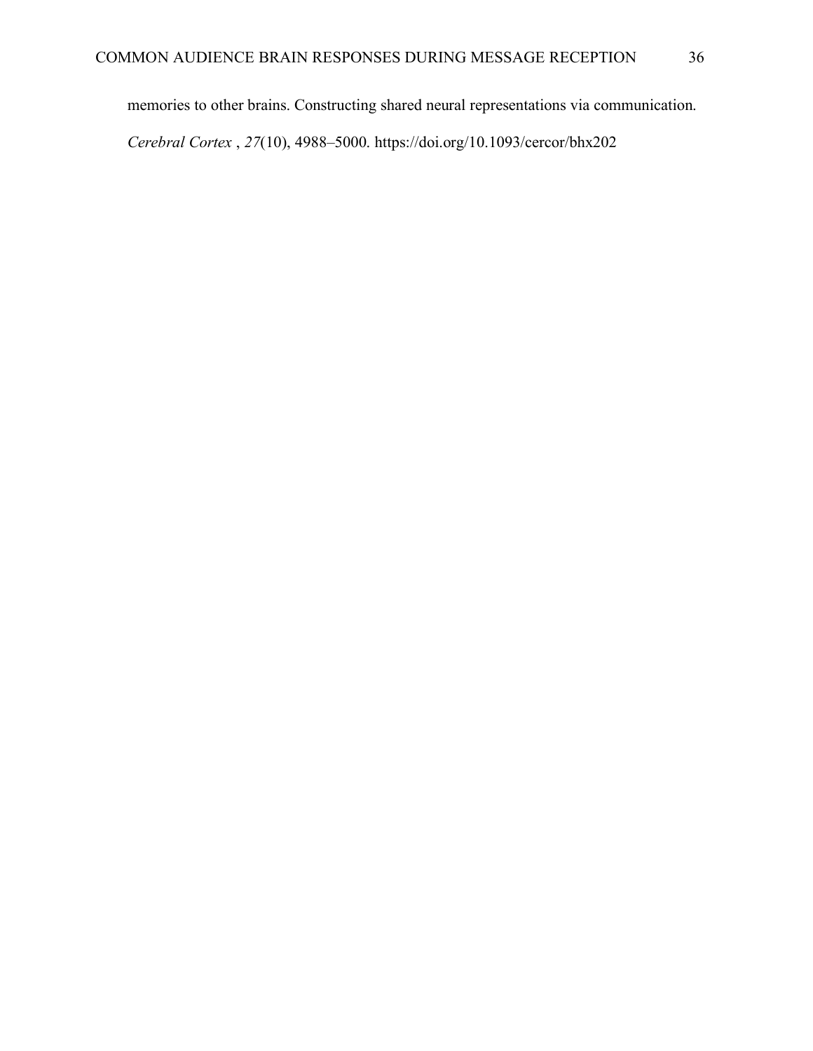memories to other brains. Constructing shared neural representations via communication. *Cerebral Cortex* , *27*(10), 4988–5000. https://doi.org/10.1093/cercor/bhx202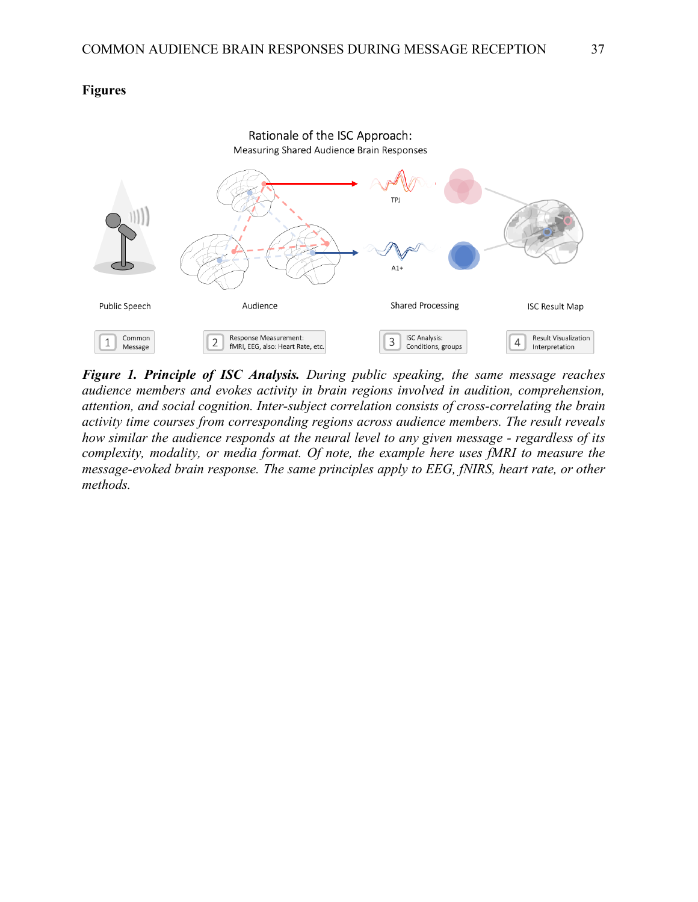**Figures**

***Figure 1. Principle of ISC Analysis.*** *During public speaking, the same message reaches audience members and evokes activity in brain regions involved in audition, comprehension, attention, and social cognition. Inter-subject correlation consists of cross-correlating the brain activity time courses from corresponding regions across audience members. The result reveals how similar the audience responds at the neural level to any given message - regardless of its complexity, modality, or media format. Of note, the example here uses fMRI to measure the message-evoked brain response. The same principles apply to EEG, fNIRS, heart rate, or other methods.*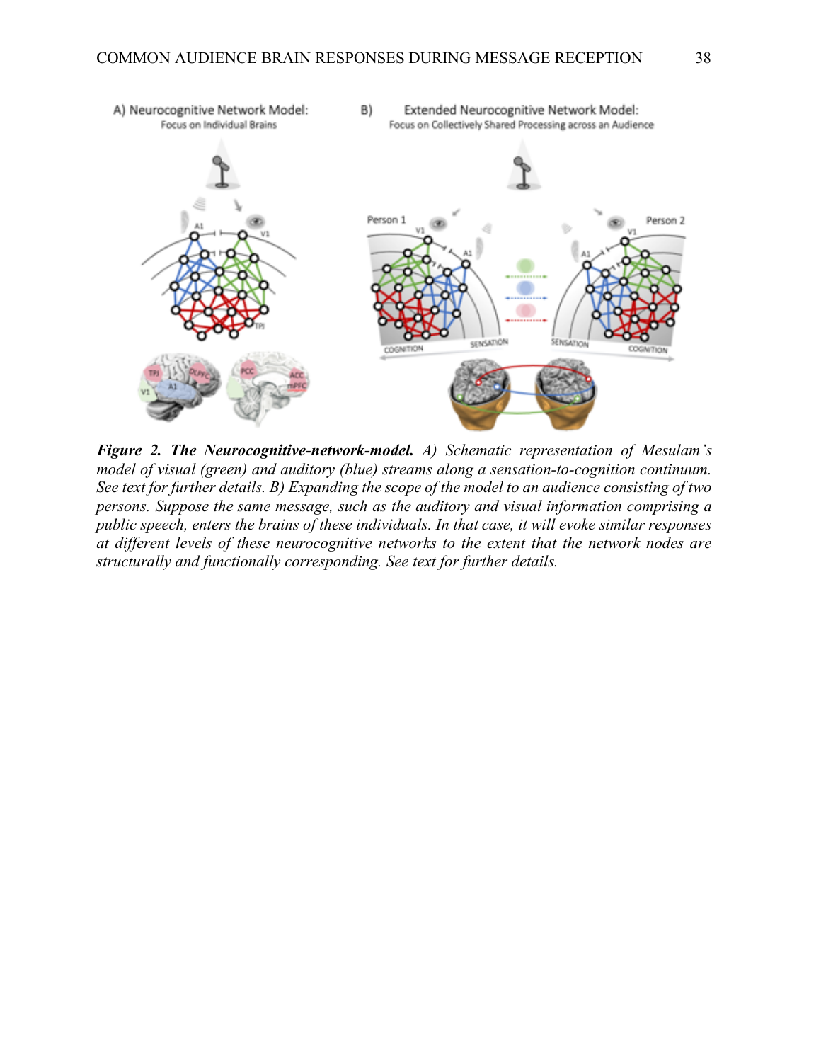***Figure 2. The Neurocognitive-network-model.*** *A) Schematic representation of Mesulam's model of visual (green) and auditory (blue) streams along a sensation-to-cognition continuum. See text for further details. B) Expanding the scope of the model to an audience consisting of two persons. Suppose the same message, such as the auditory and visual information comprising a public speech, enters the brains of these individuals. In that case, it will evoke similar responses at different levels of these neurocognitive networks to the extent that the network nodes are structurally and functionally corresponding. See text for further details.*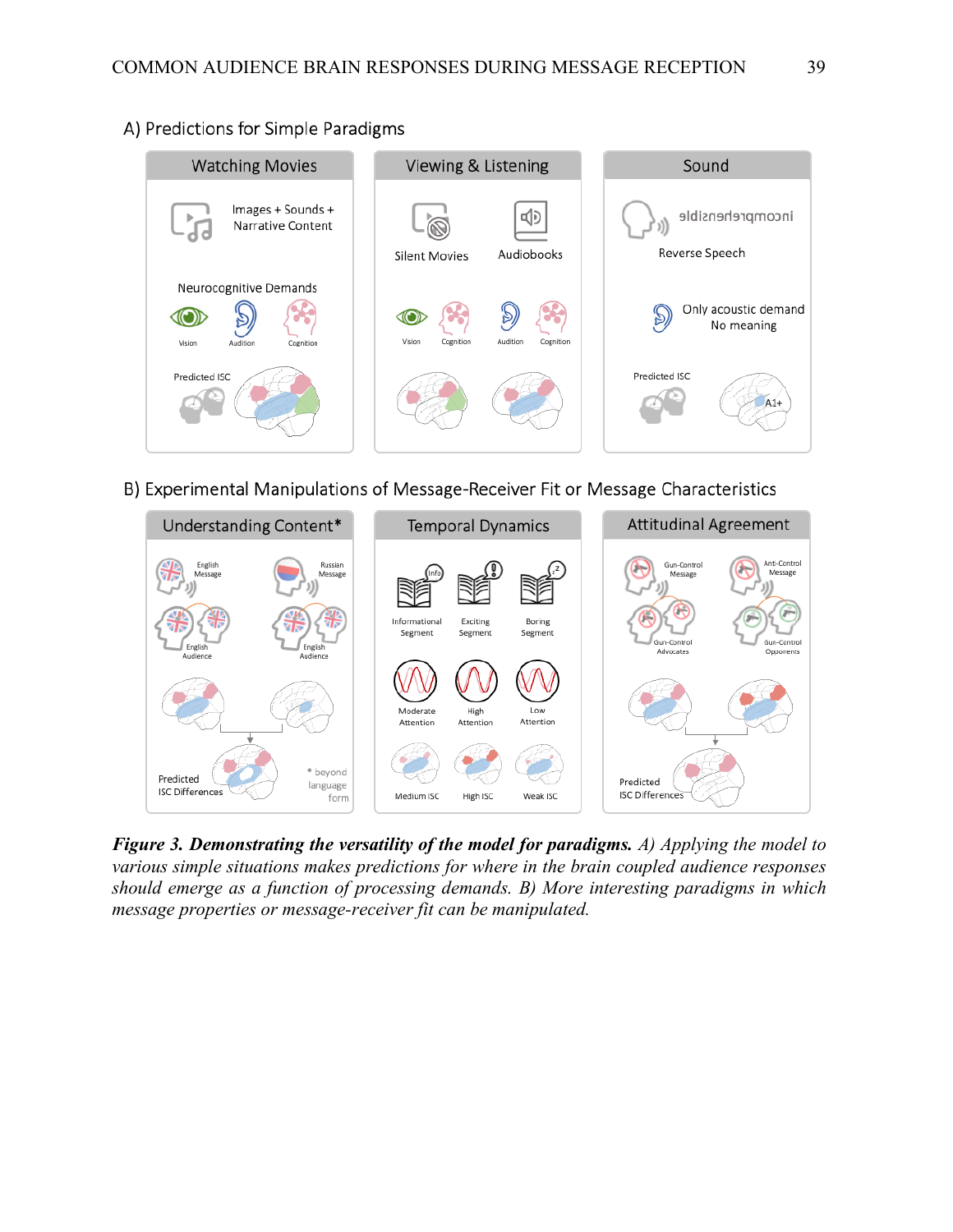A) Predictions for Simple Paradigms

Watching Movies

Images + Sounds + Narrative Content

Neurocognitive Demands

Vision
Audition
Cognition

Predicted ISC

Viewing & Listening

Silent Movies
Audiobooks

Vision
Cognition
Audition
Cognition

Sound

incomprehensible

Reverse Speech

Only acoustic demand
No meaning

Predicted ISC

A1+

B) Experimental Manipulations of Message-Receiver Fit or Message Characteristics

Understanding Content*

English Message
Russian Message
English Audience
English Audience

Predicted ISC Differences

* beyond language form

Temporal Dynamics

Informational Segment
Exciting Segment
Boring Segment

Moderate Attention
High Attention
Low Attention

Medium ISC
High ISC
Weak ISC

Attitudinal Agreement

Gun-Control Message
Anti-Control Message
Gun-Control Advocates
Gun-Control Opponents

Predicted ISC Differences

***Figure 3. Demonstrating the versatility of the model for paradigms.*** *A) Applying the model to various simple situations makes predictions for where in the brain coupled audience responses should emerge as a function of processing demands. B) More interesting paradigms in which message properties or message-receiver fit can be manipulated.*